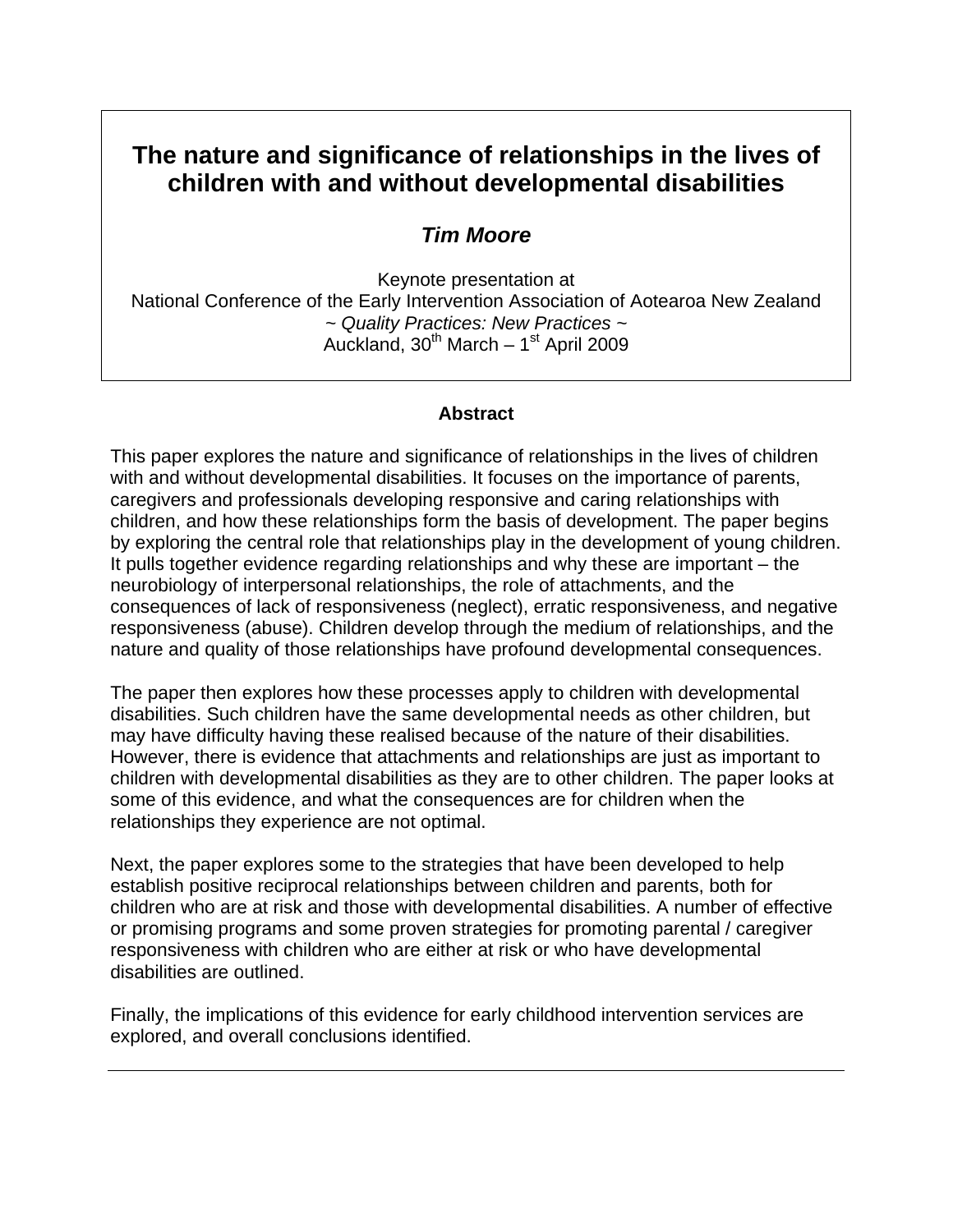# The nature and significance of relationships in the lives of children with and without developmental disabilities

***Tim Moore***

Keynote presentation at
National Conference of the Early Intervention Association of Aotearoa New Zealand
~ *Quality Practices: New Practices* ~
Auckland, 30th March – 1st April 2009

## Abstract

This paper explores the nature and significance of relationships in the lives of children with and without developmental disabilities. It focuses on the importance of parents, caregivers and professionals developing responsive and caring relationships with children, and how these relationships form the basis of development. The paper begins by exploring the central role that relationships play in the development of young children. It pulls together evidence regarding relationships and why these are important – the neurobiology of interpersonal relationships, the role of attachments, and the consequences of lack of responsiveness (neglect), erratic responsiveness, and negative responsiveness (abuse). Children develop through the medium of relationships, and the nature and quality of those relationships have profound developmental consequences.

The paper then explores how these processes apply to children with developmental disabilities. Such children have the same developmental needs as other children, but may have difficulty having these realised because of the nature of their disabilities. However, there is evidence that attachments and relationships are just as important to children with developmental disabilities as they are to other children. The paper looks at some of this evidence, and what the consequences are for children when the relationships they experience are not optimal.

Next, the paper explores some to the strategies that have been developed to help establish positive reciprocal relationships between children and parents, both for children who are at risk and those with developmental disabilities. A number of effective or promising programs and some proven strategies for promoting parental / caregiver responsiveness with children who are either at risk or who have developmental disabilities are outlined.

Finally, the implications of this evidence for early childhood intervention services are explored, and overall conclusions identified.

---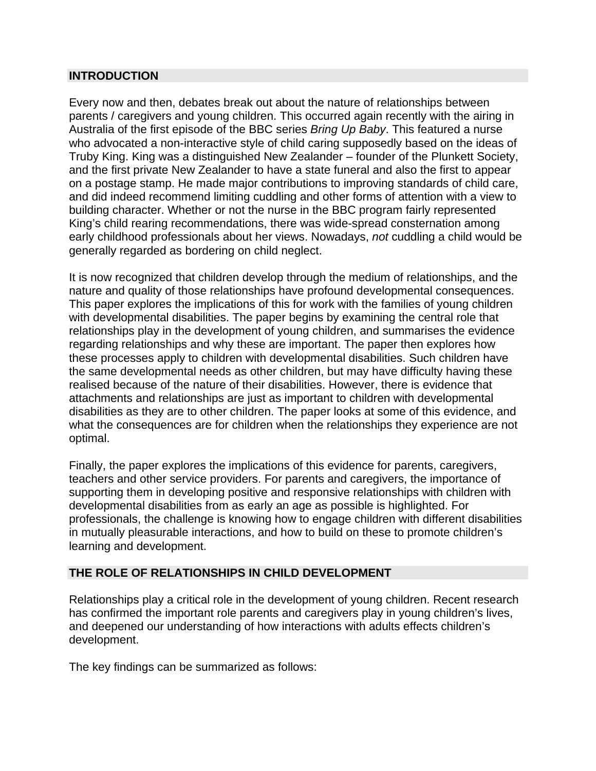## INTRODUCTION

Every now and then, debates break out about the nature of relationships between parents / caregivers and young children. This occurred again recently with the airing in Australia of the first episode of the BBC series *Bring Up Baby*. This featured a nurse who advocated a non-interactive style of child caring supposedly based on the ideas of Truby King. King was a distinguished New Zealander – founder of the Plunkett Society, and the first private New Zealander to have a state funeral and also the first to appear on a postage stamp. He made major contributions to improving standards of child care, and did indeed recommend limiting cuddling and other forms of attention with a view to building character. Whether or not the nurse in the BBC program fairly represented King's child rearing recommendations, there was wide-spread consternation among early childhood professionals about her views. Nowadays, *not* cuddling a child would be generally regarded as bordering on child neglect.

It is now recognized that children develop through the medium of relationships, and the nature and quality of those relationships have profound developmental consequences. This paper explores the implications of this for work with the families of young children with developmental disabilities. The paper begins by examining the central role that relationships play in the development of young children, and summarises the evidence regarding relationships and why these are important. The paper then explores how these processes apply to children with developmental disabilities. Such children have the same developmental needs as other children, but may have difficulty having these realised because of the nature of their disabilities. However, there is evidence that attachments and relationships are just as important to children with developmental disabilities as they are to other children. The paper looks at some of this evidence, and what the consequences are for children when the relationships they experience are not optimal.

Finally, the paper explores the implications of this evidence for parents, caregivers, teachers and other service providers. For parents and caregivers, the importance of supporting them in developing positive and responsive relationships with children with developmental disabilities from as early an age as possible is highlighted. For professionals, the challenge is knowing how to engage children with different disabilities in mutually pleasurable interactions, and how to build on these to promote children's learning and development.

## THE ROLE OF RELATIONSHIPS IN CHILD DEVELOPMENT

Relationships play a critical role in the development of young children. Recent research has confirmed the important role parents and caregivers play in young children's lives, and deepened our understanding of how interactions with adults effects children's development.

The key findings can be summarized as follows: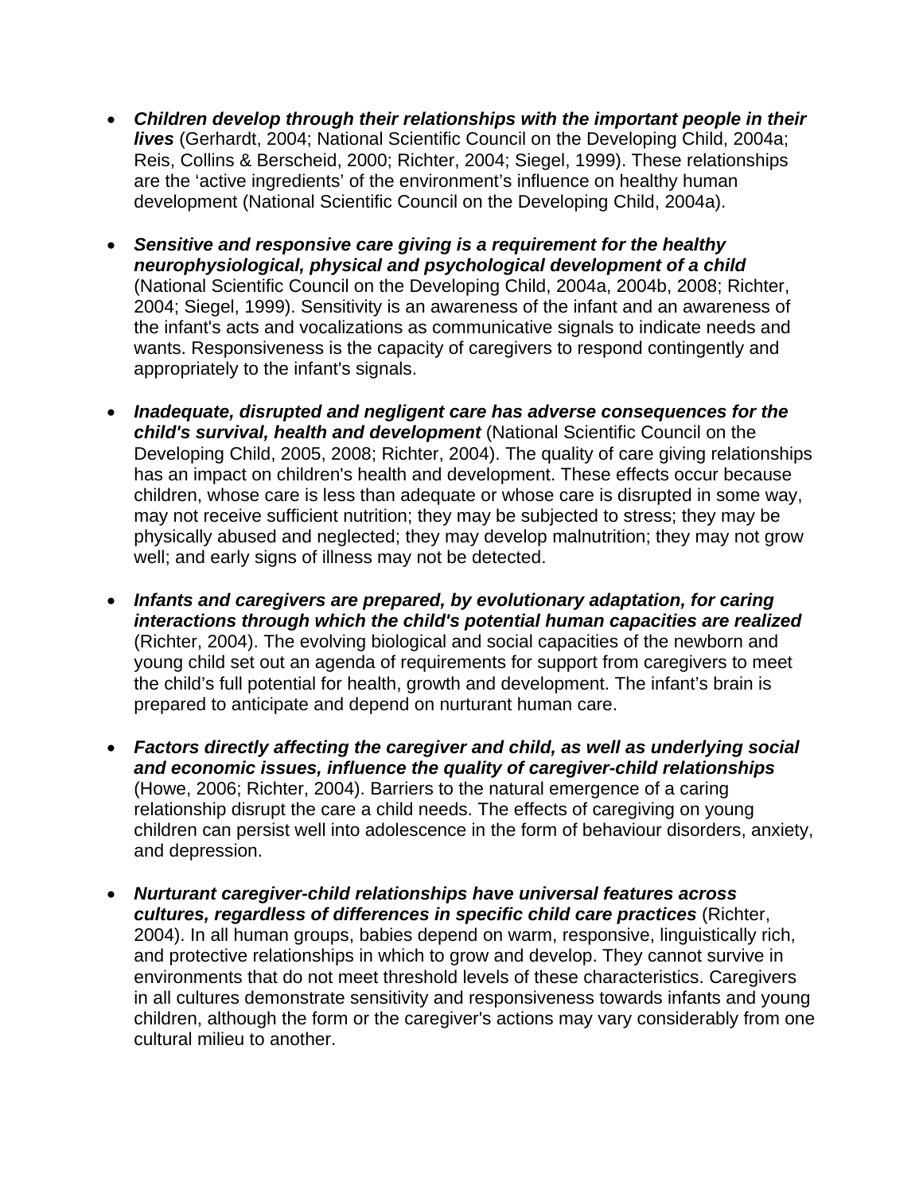- ***Children develop through their relationships with the important people in their lives*** (Gerhardt, 2004; National Scientific Council on the Developing Child, 2004a; Reis, Collins & Berscheid, 2000; Richter, 2004; Siegel, 1999). These relationships are the 'active ingredients' of the environment's influence on healthy human development (National Scientific Council on the Developing Child, 2004a).

- ***Sensitive and responsive care giving is a requirement for the healthy neurophysiological, physical and psychological development of a child*** (National Scientific Council on the Developing Child, 2004a, 2004b, 2008; Richter, 2004; Siegel, 1999). Sensitivity is an awareness of the infant and an awareness of the infant's acts and vocalizations as communicative signals to indicate needs and wants. Responsiveness is the capacity of caregivers to respond contingently and appropriately to the infant's signals.

- ***Inadequate, disrupted and negligent care has adverse consequences for the child's survival, health and development*** (National Scientific Council on the Developing Child, 2005, 2008; Richter, 2004). The quality of care giving relationships has an impact on children's health and development. These effects occur because children, whose care is less than adequate or whose care is disrupted in some way, may not receive sufficient nutrition; they may be subjected to stress; they may be physically abused and neglected; they may develop malnutrition; they may not grow well; and early signs of illness may not be detected.

- ***Infants and caregivers are prepared, by evolutionary adaptation, for caring interactions through which the child's potential human capacities are realized*** (Richter, 2004). The evolving biological and social capacities of the newborn and young child set out an agenda of requirements for support from caregivers to meet the child's full potential for health, growth and development. The infant's brain is prepared to anticipate and depend on nurturant human care.

- ***Factors directly affecting the caregiver and child, as well as underlying social and economic issues, influence the quality of caregiver-child relationships*** (Howe, 2006; Richter, 2004). Barriers to the natural emergence of a caring relationship disrupt the care a child needs. The effects of caregiving on young children can persist well into adolescence in the form of behaviour disorders, anxiety, and depression.

- ***Nurturant caregiver-child relationships have universal features across cultures, regardless of differences in specific child care practices*** (Richter, 2004). In all human groups, babies depend on warm, responsive, linguistically rich, and protective relationships in which to grow and develop. They cannot survive in environments that do not meet threshold levels of these characteristics. Caregivers in all cultures demonstrate sensitivity and responsiveness towards infants and young children, although the form or the caregiver's actions may vary considerably from one cultural milieu to another.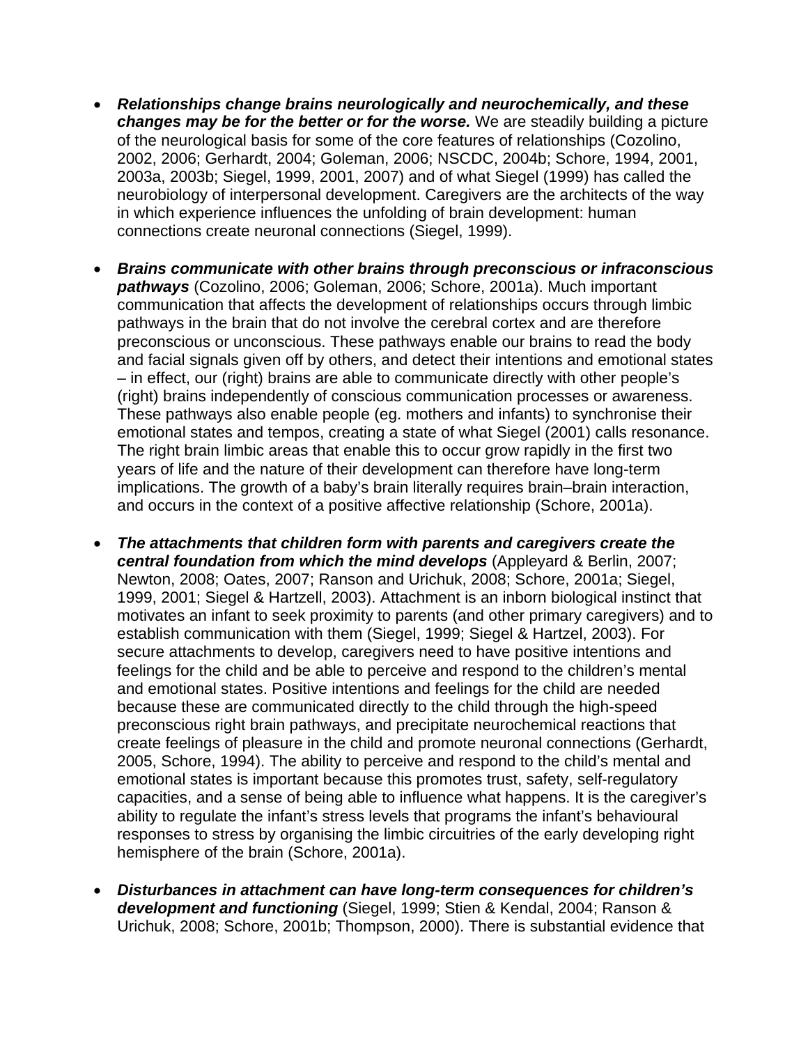- ***Relationships change brains neurologically and neurochemically, and these changes may be for the better or for the worse.*** We are steadily building a picture of the neurological basis for some of the core features of relationships (Cozolino, 2002, 2006; Gerhardt, 2004; Goleman, 2006; NSCDC, 2004b; Schore, 1994, 2001, 2003a, 2003b; Siegel, 1999, 2001, 2007) and of what Siegel (1999) has called the neurobiology of interpersonal development. Caregivers are the architects of the way in which experience influences the unfolding of brain development: human connections create neuronal connections (Siegel, 1999).

- ***Brains communicate with other brains through preconscious or infraconscious pathways*** (Cozolino, 2006; Goleman, 2006; Schore, 2001a). Much important communication that affects the development of relationships occurs through limbic pathways in the brain that do not involve the cerebral cortex and are therefore preconscious or unconscious. These pathways enable our brains to read the body and facial signals given off by others, and detect their intentions and emotional states – in effect, our (right) brains are able to communicate directly with other people's (right) brains independently of conscious communication processes or awareness. These pathways also enable people (eg. mothers and infants) to synchronise their emotional states and tempos, creating a state of what Siegel (2001) calls resonance. The right brain limbic areas that enable this to occur grow rapidly in the first two years of life and the nature of their development can therefore have long-term implications. The growth of a baby's brain literally requires brain–brain interaction, and occurs in the context of a positive affective relationship (Schore, 2001a).

- ***The attachments that children form with parents and caregivers create the central foundation from which the mind develops*** (Appleyard & Berlin, 2007; Newton, 2008; Oates, 2007; Ranson and Urichuk, 2008; Schore, 2001a; Siegel, 1999, 2001; Siegel & Hartzell, 2003). Attachment is an inborn biological instinct that motivates an infant to seek proximity to parents (and other primary caregivers) and to establish communication with them (Siegel, 1999; Siegel & Hartzel, 2003). For secure attachments to develop, caregivers need to have positive intentions and feelings for the child and be able to perceive and respond to the children's mental and emotional states. Positive intentions and feelings for the child are needed because these are communicated directly to the child through the high-speed preconscious right brain pathways, and precipitate neurochemical reactions that create feelings of pleasure in the child and promote neuronal connections (Gerhardt, 2005, Schore, 1994). The ability to perceive and respond to the child's mental and emotional states is important because this promotes trust, safety, self-regulatory capacities, and a sense of being able to influence what happens. It is the caregiver's ability to regulate the infant's stress levels that programs the infant's behavioural responses to stress by organising the limbic circuitries of the early developing right hemisphere of the brain (Schore, 2001a).

- ***Disturbances in attachment can have long-term consequences for children's development and functioning*** (Siegel, 1999; Stien & Kendal, 2004; Ranson & Urichuk, 2008; Schore, 2001b; Thompson, 2000). There is substantial evidence that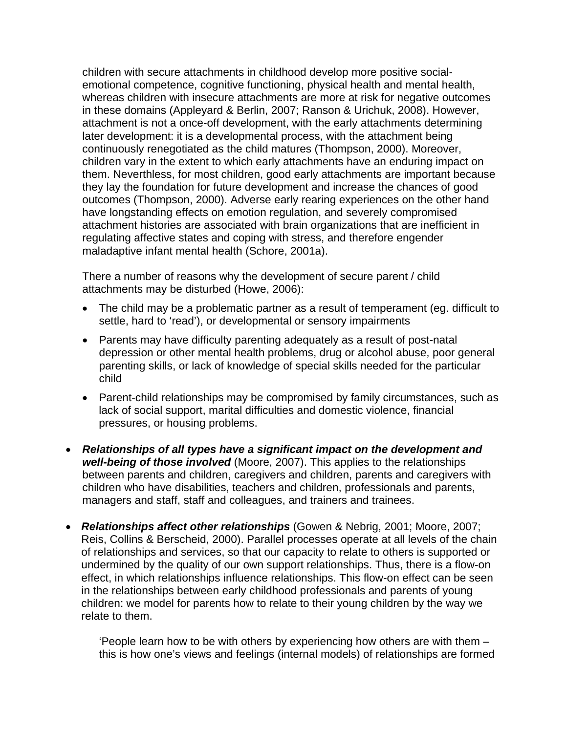children with secure attachments in childhood develop more positive social-emotional competence, cognitive functioning, physical health and mental health, whereas children with insecure attachments are more at risk for negative outcomes in these domains (Appleyard & Berlin, 2007; Ranson & Urichuk, 2008). However, attachment is not a once-off development, with the early attachments determining later development: it is a developmental process, with the attachment being continuously renegotiated as the child matures (Thompson, 2000). Moreover, children vary in the extent to which early attachments have an enduring impact on them. Neverthless, for most children, good early attachments are important because they lay the foundation for future development and increase the chances of good outcomes (Thompson, 2000). Adverse early rearing experiences on the other hand have longstanding effects on emotion regulation, and severely compromised attachment histories are associated with brain organizations that are inefficient in regulating affective states and coping with stress, and therefore engender maladaptive infant mental health (Schore, 2001a).

There a number of reasons why the development of secure parent / child attachments may be disturbed (Howe, 2006):

- The child may be a problematic partner as a result of temperament (eg. difficult to settle, hard to 'read'), or developmental or sensory impairments
- Parents may have difficulty parenting adequately as a result of post-natal depression or other mental health problems, drug or alcohol abuse, poor general parenting skills, or lack of knowledge of special skills needed for the particular child
- Parent-child relationships may be compromised by family circumstances, such as lack of social support, marital difficulties and domestic violence, financial pressures, or housing problems.

- ***Relationships of all types have a significant impact on the development and well-being of those involved*** (Moore, 2007). This applies to the relationships between parents and children, caregivers and children, parents and caregivers with children who have disabilities, teachers and children, professionals and parents, managers and staff, staff and colleagues, and trainers and trainees.
- ***Relationships affect other relationships*** (Gowen & Nebrig, 2001; Moore, 2007; Reis, Collins & Berscheid, 2000). Parallel processes operate at all levels of the chain of relationships and services, so that our capacity to relate to others is supported or undermined by the quality of our own support relationships. Thus, there is a flow-on effect, in which relationships influence relationships. This flow-on effect can be seen in the relationships between early childhood professionals and parents of young children: we model for parents how to relate to their young children by the way we relate to them.

  'People learn how to be with others by experiencing how others are with them – this is how one's views and feelings (internal models) of relationships are formed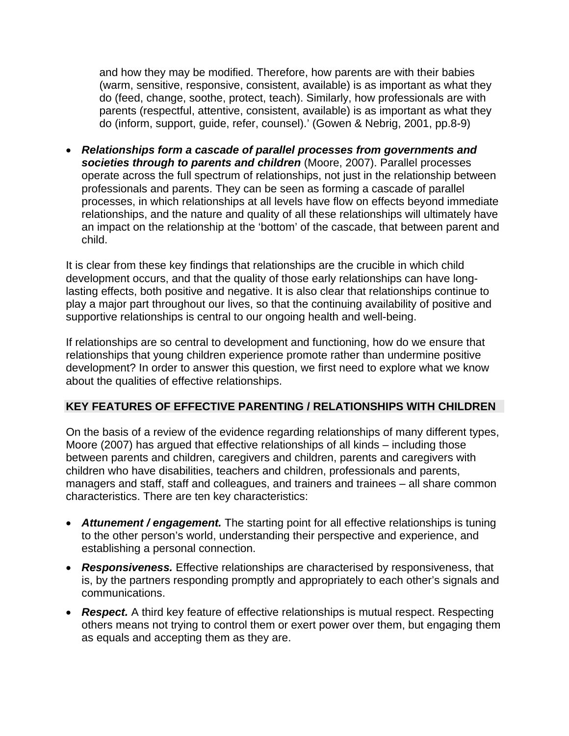> and how they may be modified. Therefore, how parents are with their babies (warm, sensitive, responsive, consistent, available) is as important as what they do (feed, change, soothe, protect, teach). Similarly, how professionals are with parents (respectful, attentive, consistent, available) is as important as what they do (inform, support, guide, refer, counsel).' (Gowen & Nebrig, 2001, pp.8-9)

- ***Relationships form a cascade of parallel processes from governments and societies through to parents and children*** (Moore, 2007). Parallel processes operate across the full spectrum of relationships, not just in the relationship between professionals and parents. They can be seen as forming a cascade of parallel processes, in which relationships at all levels have flow on effects beyond immediate relationships, and the nature and quality of all these relationships will ultimately have an impact on the relationship at the 'bottom' of the cascade, that between parent and child.

It is clear from these key findings that relationships are the crucible in which child development occurs, and that the quality of those early relationships can have long-lasting effects, both positive and negative. It is also clear that relationships continue to play a major part throughout our lives, so that the continuing availability of positive and supportive relationships is central to our ongoing health and well-being.

If relationships are so central to development and functioning, how do we ensure that relationships that young children experience promote rather than undermine positive development? In order to answer this question, we first need to explore what we know about the qualities of effective relationships.

## KEY FEATURES OF EFFECTIVE PARENTING / RELATIONSHIPS WITH CHILDREN

On the basis of a review of the evidence regarding relationships of many different types, Moore (2007) has argued that effective relationships of all kinds – including those between parents and children, caregivers and children, parents and caregivers with children who have disabilities, teachers and children, professionals and parents, managers and staff, staff and colleagues, and trainers and trainees – all share common characteristics. There are ten key characteristics:

- ***Attunement / engagement.*** The starting point for all effective relationships is tuning to the other person's world, understanding their perspective and experience, and establishing a personal connection.
- ***Responsiveness.*** Effective relationships are characterised by responsiveness, that is, by the partners responding promptly and appropriately to each other's signals and communications.
- ***Respect.*** A third key feature of effective relationships is mutual respect. Respecting others means not trying to control them or exert power over them, but engaging them as equals and accepting them as they are.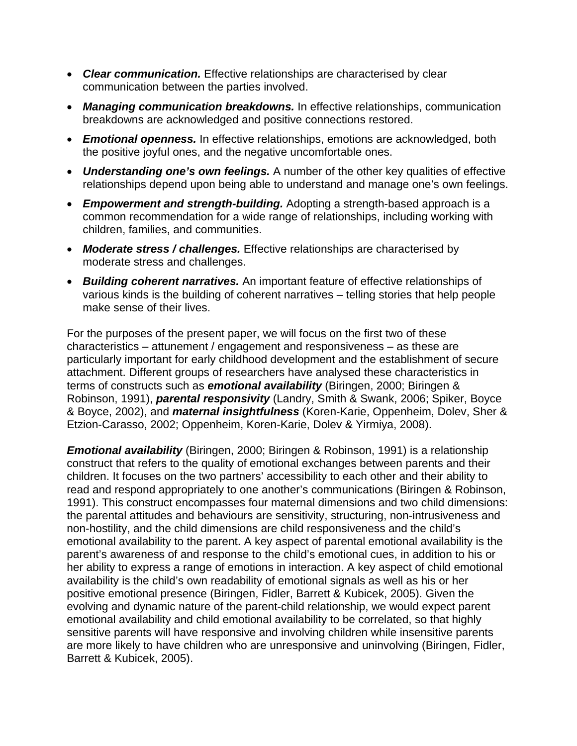- ***Clear communication.*** Effective relationships are characterised by clear communication between the parties involved.
- ***Managing communication breakdowns.*** In effective relationships, communication breakdowns are acknowledged and positive connections restored.
- ***Emotional openness.*** In effective relationships, emotions are acknowledged, both the positive joyful ones, and the negative uncomfortable ones.
- ***Understanding one's own feelings.*** A number of the other key qualities of effective relationships depend upon being able to understand and manage one's own feelings.
- ***Empowerment and strength-building.*** Adopting a strength-based approach is a common recommendation for a wide range of relationships, including working with children, families, and communities.
- ***Moderate stress / challenges.*** Effective relationships are characterised by moderate stress and challenges.
- ***Building coherent narratives.*** An important feature of effective relationships of various kinds is the building of coherent narratives – telling stories that help people make sense of their lives.

For the purposes of the present paper, we will focus on the first two of these characteristics – attunement / engagement and responsiveness – as these are particularly important for early childhood development and the establishment of secure attachment. Different groups of researchers have analysed these characteristics in terms of constructs such as ***emotional availability*** (Biringen, 2000; Biringen & Robinson, 1991), ***parental responsivity*** (Landry, Smith & Swank, 2006; Spiker, Boyce & Boyce, 2002), and ***maternal insightfulness*** (Koren-Karie, Oppenheim, Dolev, Sher & Etzion-Carasso, 2002; Oppenheim, Koren-Karie, Dolev & Yirmiya, 2008).

***Emotional availability*** (Biringen, 2000; Biringen & Robinson, 1991) is a relationship construct that refers to the quality of emotional exchanges between parents and their children. It focuses on the two partners' accessibility to each other and their ability to read and respond appropriately to one another's communications (Biringen & Robinson, 1991). This construct encompasses four maternal dimensions and two child dimensions: the parental attitudes and behaviours are sensitivity, structuring, non-intrusiveness and non-hostility, and the child dimensions are child responsiveness and the child's emotional availability to the parent. A key aspect of parental emotional availability is the parent's awareness of and response to the child's emotional cues, in addition to his or her ability to express a range of emotions in interaction. A key aspect of child emotional availability is the child's own readability of emotional signals as well as his or her positive emotional presence (Biringen, Fidler, Barrett & Kubicek, 2005). Given the evolving and dynamic nature of the parent-child relationship, we would expect parent emotional availability and child emotional availability to be correlated, so that highly sensitive parents will have responsive and involving children while insensitive parents are more likely to have children who are unresponsive and uninvolving (Biringen, Fidler, Barrett & Kubicek, 2005).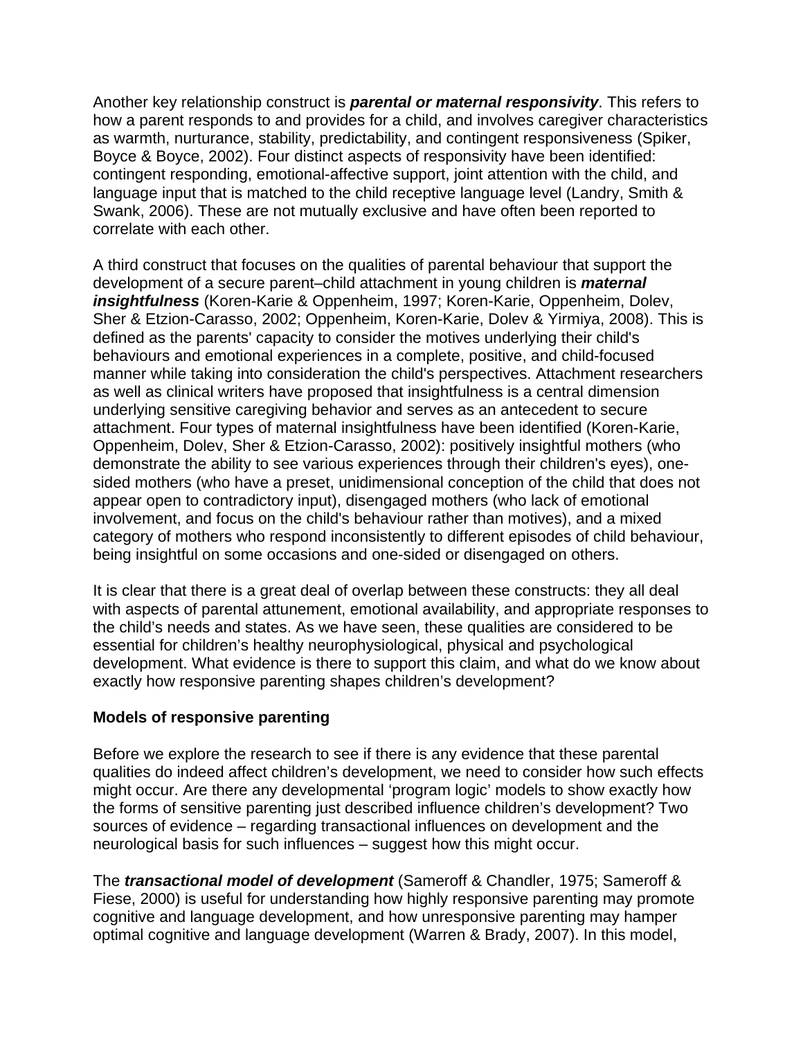Another key relationship construct is ***parental or maternal responsivity***. This refers to how a parent responds to and provides for a child, and involves caregiver characteristics as warmth, nurturance, stability, predictability, and contingent responsiveness (Spiker, Boyce & Boyce, 2002). Four distinct aspects of responsivity have been identified: contingent responding, emotional-affective support, joint attention with the child, and language input that is matched to the child receptive language level (Landry, Smith & Swank, 2006). These are not mutually exclusive and have often been reported to correlate with each other.

A third construct that focuses on the qualities of parental behaviour that support the development of a secure parent–child attachment in young children is ***maternal insightfulness*** (Koren-Karie & Oppenheim, 1997; Koren-Karie, Oppenheim, Dolev, Sher & Etzion-Carasso, 2002; Oppenheim, Koren-Karie, Dolev & Yirmiya, 2008). This is defined as the parents' capacity to consider the motives underlying their child's behaviours and emotional experiences in a complete, positive, and child-focused manner while taking into consideration the child's perspectives. Attachment researchers as well as clinical writers have proposed that insightfulness is a central dimension underlying sensitive caregiving behavior and serves as an antecedent to secure attachment. Four types of maternal insightfulness have been identified (Koren-Karie, Oppenheim, Dolev, Sher & Etzion-Carasso, 2002): positively insightful mothers (who demonstrate the ability to see various experiences through their children's eyes), one-sided mothers (who have a preset, unidimensional conception of the child that does not appear open to contradictory input), disengaged mothers (who lack of emotional involvement, and focus on the child's behaviour rather than motives), and a mixed category of mothers who respond inconsistently to different episodes of child behaviour, being insightful on some occasions and one-sided or disengaged on others.

It is clear that there is a great deal of overlap between these constructs: they all deal with aspects of parental attunement, emotional availability, and appropriate responses to the child's needs and states. As we have seen, these qualities are considered to be essential for children's healthy neurophysiological, physical and psychological development. What evidence is there to support this claim, and what do we know about exactly how responsive parenting shapes children's development?

**Models of responsive parenting**

Before we explore the research to see if there is any evidence that these parental qualities do indeed affect children's development, we need to consider how such effects might occur. Are there any developmental 'program logic' models to show exactly how the forms of sensitive parenting just described influence children's development? Two sources of evidence – regarding transactional influences on development and the neurological basis for such influences – suggest how this might occur.

The ***transactional model of development*** (Sameroff & Chandler, 1975; Sameroff & Fiese, 2000) is useful for understanding how highly responsive parenting may promote cognitive and language development, and how unresponsive parenting may hamper optimal cognitive and language development (Warren & Brady, 2007). In this model,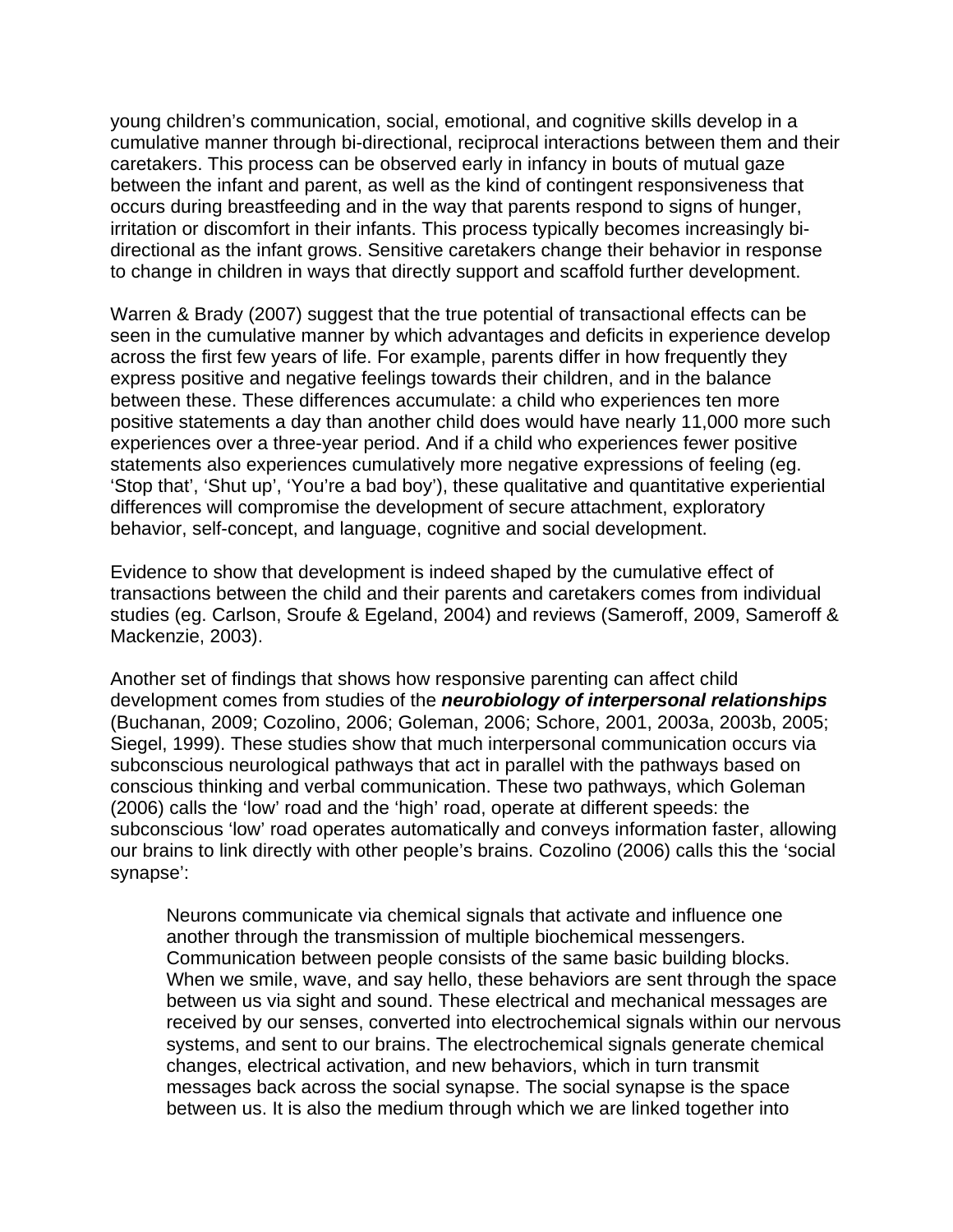young children's communication, social, emotional, and cognitive skills develop in a cumulative manner through bi-directional, reciprocal interactions between them and their caretakers. This process can be observed early in infancy in bouts of mutual gaze between the infant and parent, as well as the kind of contingent responsiveness that occurs during breastfeeding and in the way that parents respond to signs of hunger, irritation or discomfort in their infants. This process typically becomes increasingly bi-directional as the infant grows. Sensitive caretakers change their behavior in response to change in children in ways that directly support and scaffold further development.

Warren & Brady (2007) suggest that the true potential of transactional effects can be seen in the cumulative manner by which advantages and deficits in experience develop across the first few years of life. For example, parents differ in how frequently they express positive and negative feelings towards their children, and in the balance between these. These differences accumulate: a child who experiences ten more positive statements a day than another child does would have nearly 11,000 more such experiences over a three-year period. And if a child who experiences fewer positive statements also experiences cumulatively more negative expressions of feeling (eg. 'Stop that', 'Shut up', 'You're a bad boy'), these qualitative and quantitative experiential differences will compromise the development of secure attachment, exploratory behavior, self-concept, and language, cognitive and social development.

Evidence to show that development is indeed shaped by the cumulative effect of transactions between the child and their parents and caretakers comes from individual studies (eg. Carlson, Sroufe & Egeland, 2004) and reviews (Sameroff, 2009, Sameroff & Mackenzie, 2003).

Another set of findings that shows how responsive parenting can affect child development comes from studies of the ***neurobiology of interpersonal relationships*** (Buchanan, 2009; Cozolino, 2006; Goleman, 2006; Schore, 2001, 2003a, 2003b, 2005; Siegel, 1999). These studies show that much interpersonal communication occurs via subconscious neurological pathways that act in parallel with the pathways based on conscious thinking and verbal communication. These two pathways, which Goleman (2006) calls the 'low' road and the 'high' road, operate at different speeds: the subconscious 'low' road operates automatically and conveys information faster, allowing our brains to link directly with other people's brains. Cozolino (2006) calls this the 'social synapse':

> Neurons communicate via chemical signals that activate and influence one another through the transmission of multiple biochemical messengers. Communication between people consists of the same basic building blocks. When we smile, wave, and say hello, these behaviors are sent through the space between us via sight and sound. These electrical and mechanical messages are received by our senses, converted into electrochemical signals within our nervous systems, and sent to our brains. The electrochemical signals generate chemical changes, electrical activation, and new behaviors, which in turn transmit messages back across the social synapse. The social synapse is the space between us. It is also the medium through which we are linked together into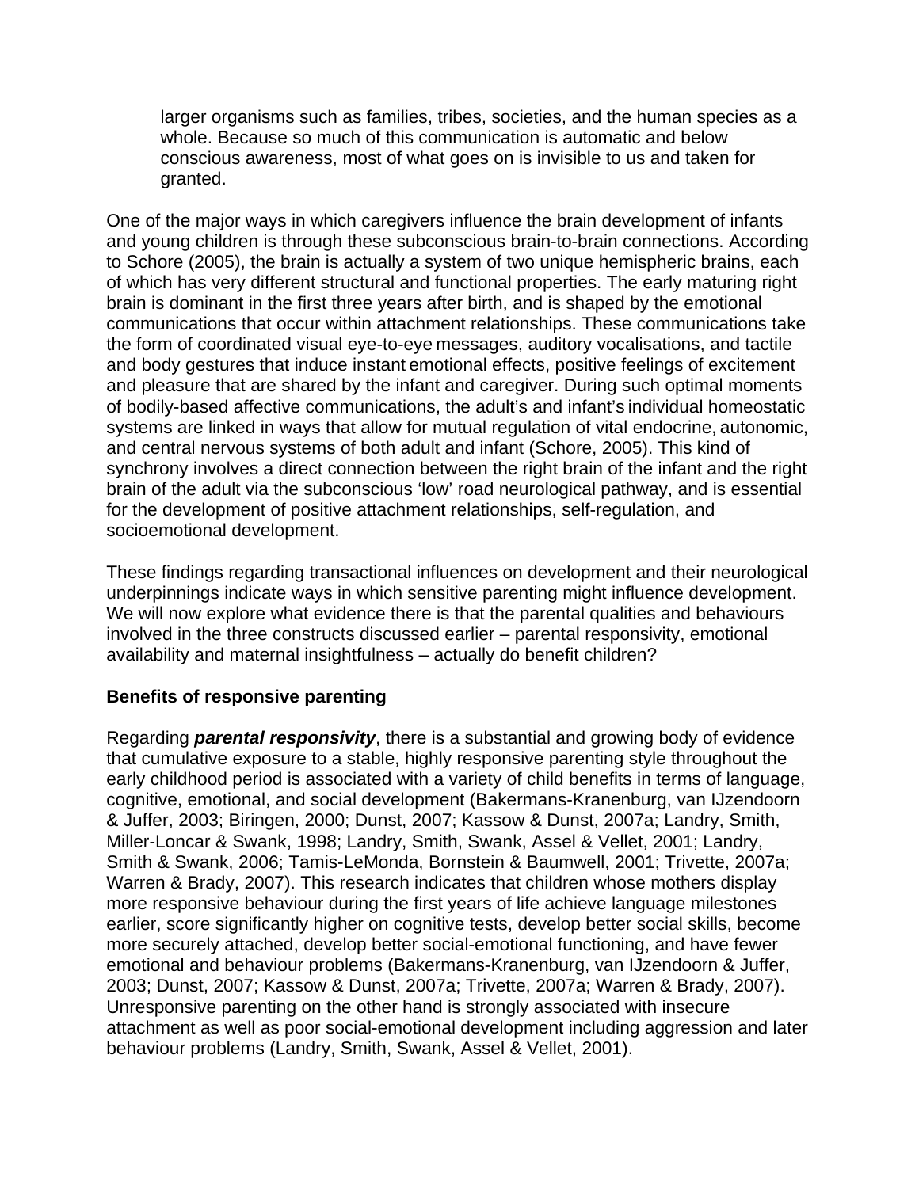> larger organisms such as families, tribes, societies, and the human species as a whole. Because so much of this communication is automatic and below conscious awareness, most of what goes on is invisible to us and taken for granted.

One of the major ways in which caregivers influence the brain development of infants and young children is through these subconscious brain-to-brain connections. According to Schore (2005), the brain is actually a system of two unique hemispheric brains, each of which has very different structural and functional properties. The early maturing right brain is dominant in the first three years after birth, and is shaped by the emotional communications that occur within attachment relationships. These communications take the form of coordinated visual eye-to-eye messages, auditory vocalisations, and tactile and body gestures that induce instant emotional effects, positive feelings of excitement and pleasure that are shared by the infant and caregiver. During such optimal moments of bodily-based affective communications, the adult's and infant's individual homeostatic systems are linked in ways that allow for mutual regulation of vital endocrine, autonomic, and central nervous systems of both adult and infant (Schore, 2005). This kind of synchrony involves a direct connection between the right brain of the infant and the right brain of the adult via the subconscious 'low' road neurological pathway, and is essential for the development of positive attachment relationships, self-regulation, and socioemotional development.

These findings regarding transactional influences on development and their neurological underpinnings indicate ways in which sensitive parenting might influence development. We will now explore what evidence there is that the parental qualities and behaviours involved in the three constructs discussed earlier – parental responsivity, emotional availability and maternal insightfulness – actually do benefit children?

**Benefits of responsive parenting**

Regarding ***parental responsivity***, there is a substantial and growing body of evidence that cumulative exposure to a stable, highly responsive parenting style throughout the early childhood period is associated with a variety of child benefits in terms of language, cognitive, emotional, and social development (Bakermans-Kranenburg, van IJzendoorn & Juffer, 2003; Biringen, 2000; Dunst, 2007; Kassow & Dunst, 2007a; Landry, Smith, Miller-Loncar & Swank, 1998; Landry, Smith, Swank, Assel & Vellet, 2001; Landry, Smith & Swank, 2006; Tamis-LeMonda, Bornstein & Baumwell, 2001; Trivette, 2007a; Warren & Brady, 2007). This research indicates that children whose mothers display more responsive behaviour during the first years of life achieve language milestones earlier, score significantly higher on cognitive tests, develop better social skills, become more securely attached, develop better social-emotional functioning, and have fewer emotional and behaviour problems (Bakermans-Kranenburg, van IJzendoorn & Juffer, 2003; Dunst, 2007; Kassow & Dunst, 2007a; Trivette, 2007a; Warren & Brady, 2007). Unresponsive parenting on the other hand is strongly associated with insecure attachment as well as poor social-emotional development including aggression and later behaviour problems (Landry, Smith, Swank, Assel & Vellet, 2001).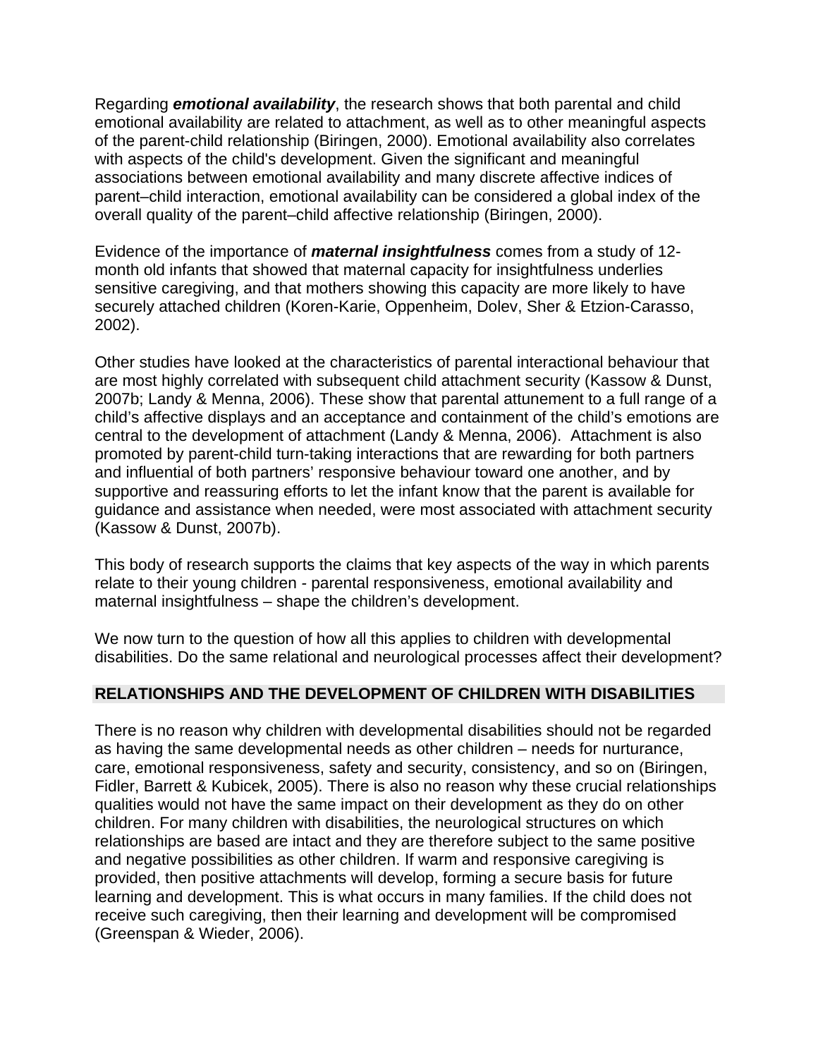Regarding ***emotional availability***, the research shows that both parental and child emotional availability are related to attachment, as well as to other meaningful aspects of the parent-child relationship (Biringen, 2000). Emotional availability also correlates with aspects of the child's development. Given the significant and meaningful associations between emotional availability and many discrete affective indices of parent–child interaction, emotional availability can be considered a global index of the overall quality of the parent–child affective relationship (Biringen, 2000).

Evidence of the importance of ***maternal insightfulness*** comes from a study of 12-month old infants that showed that maternal capacity for insightfulness underlies sensitive caregiving, and that mothers showing this capacity are more likely to have securely attached children (Koren-Karie, Oppenheim, Dolev, Sher & Etzion-Carasso, 2002).

Other studies have looked at the characteristics of parental interactional behaviour that are most highly correlated with subsequent child attachment security (Kassow & Dunst, 2007b; Landy & Menna, 2006). These show that parental attunement to a full range of a child's affective displays and an acceptance and containment of the child's emotions are central to the development of attachment (Landy & Menna, 2006). Attachment is also promoted by parent-child turn-taking interactions that are rewarding for both partners and influential of both partners' responsive behaviour toward one another, and by supportive and reassuring efforts to let the infant know that the parent is available for guidance and assistance when needed, were most associated with attachment security (Kassow & Dunst, 2007b).

This body of research supports the claims that key aspects of the way in which parents relate to their young children - parental responsiveness, emotional availability and maternal insightfulness – shape the children's development.

We now turn to the question of how all this applies to children with developmental disabilities. Do the same relational and neurological processes affect their development?

## RELATIONSHIPS AND THE DEVELOPMENT OF CHILDREN WITH DISABILITIES

There is no reason why children with developmental disabilities should not be regarded as having the same developmental needs as other children – needs for nurturance, care, emotional responsiveness, safety and security, consistency, and so on (Biringen, Fidler, Barrett & Kubicek, 2005). There is also no reason why these crucial relationships qualities would not have the same impact on their development as they do on other children. For many children with disabilities, the neurological structures on which relationships are based are intact and they are therefore subject to the same positive and negative possibilities as other children. If warm and responsive caregiving is provided, then positive attachments will develop, forming a secure basis for future learning and development. This is what occurs in many families. If the child does not receive such caregiving, then their learning and development will be compromised (Greenspan & Wieder, 2006).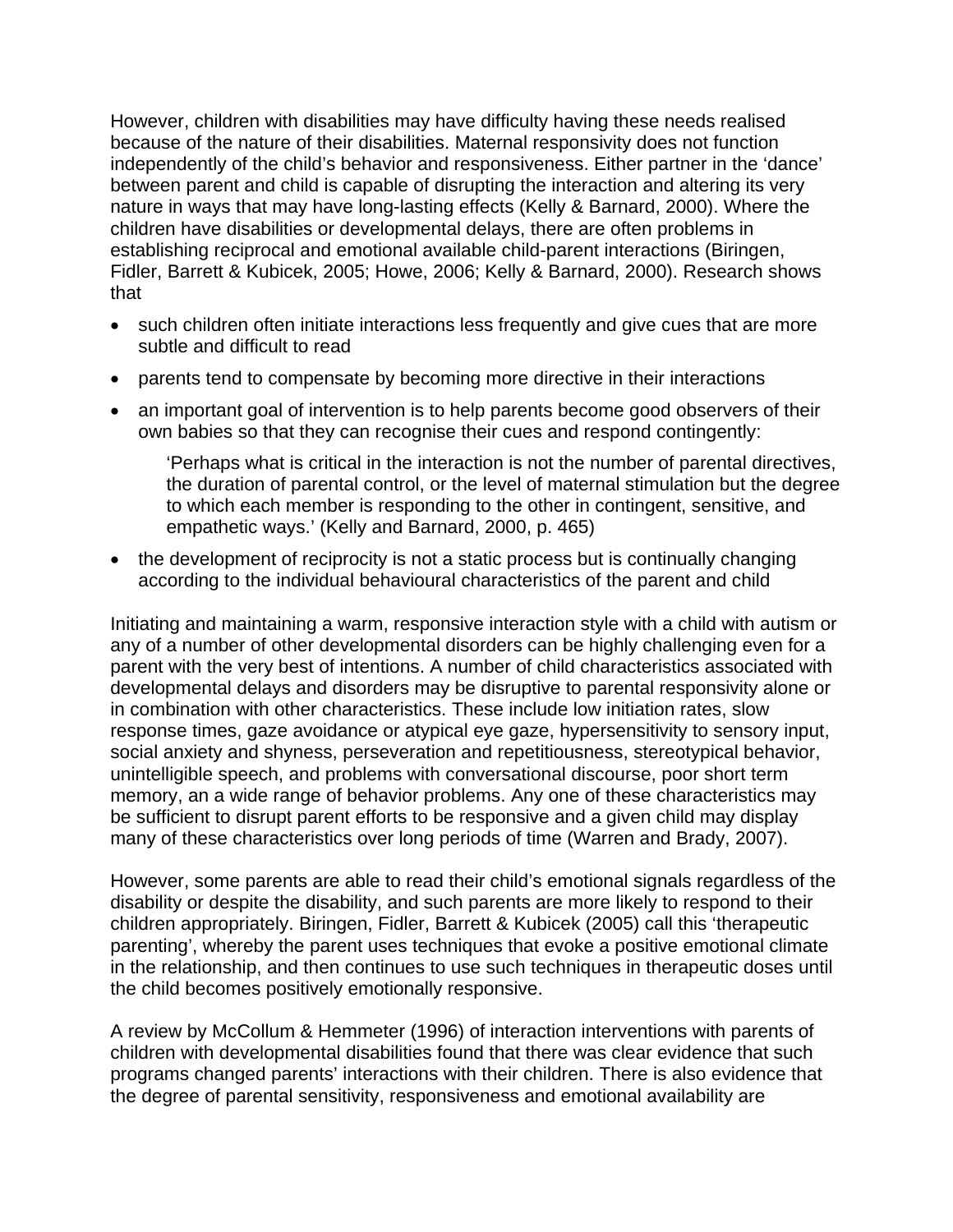However, children with disabilities may have difficulty having these needs realised because of the nature of their disabilities. Maternal responsivity does not function independently of the child's behavior and responsiveness. Either partner in the 'dance' between parent and child is capable of disrupting the interaction and altering its very nature in ways that may have long-lasting effects (Kelly & Barnard, 2000). Where the children have disabilities or developmental delays, there are often problems in establishing reciprocal and emotional available child-parent interactions (Biringen, Fidler, Barrett & Kubicek, 2005; Howe, 2006; Kelly & Barnard, 2000). Research shows that

- such children often initiate interactions less frequently and give cues that are more subtle and difficult to read
- parents tend to compensate by becoming more directive in their interactions
- an important goal of intervention is to help parents become good observers of their own babies so that they can recognise their cues and respond contingently:

  > 'Perhaps what is critical in the interaction is not the number of parental directives, the duration of parental control, or the level of maternal stimulation but the degree to which each member is responding to the other in contingent, sensitive, and empathetic ways.' (Kelly and Barnard, 2000, p. 465)

- the development of reciprocity is not a static process but is continually changing according to the individual behavioural characteristics of the parent and child

Initiating and maintaining a warm, responsive interaction style with a child with autism or any of a number of other developmental disorders can be highly challenging even for a parent with the very best of intentions. A number of child characteristics associated with developmental delays and disorders may be disruptive to parental responsivity alone or in combination with other characteristics. These include low initiation rates, slow response times, gaze avoidance or atypical eye gaze, hypersensitivity to sensory input, social anxiety and shyness, perseveration and repetitiousness, stereotypical behavior, unintelligible speech, and problems with conversational discourse, poor short term memory, an a wide range of behavior problems. Any one of these characteristics may be sufficient to disrupt parent efforts to be responsive and a given child may display many of these characteristics over long periods of time (Warren and Brady, 2007).

However, some parents are able to read their child's emotional signals regardless of the disability or despite the disability, and such parents are more likely to respond to their children appropriately. Biringen, Fidler, Barrett & Kubicek (2005) call this 'therapeutic parenting', whereby the parent uses techniques that evoke a positive emotional climate in the relationship, and then continues to use such techniques in therapeutic doses until the child becomes positively emotionally responsive.

A review by McCollum & Hemmeter (1996) of interaction interventions with parents of children with developmental disabilities found that there was clear evidence that such programs changed parents' interactions with their children. There is also evidence that the degree of parental sensitivity, responsiveness and emotional availability are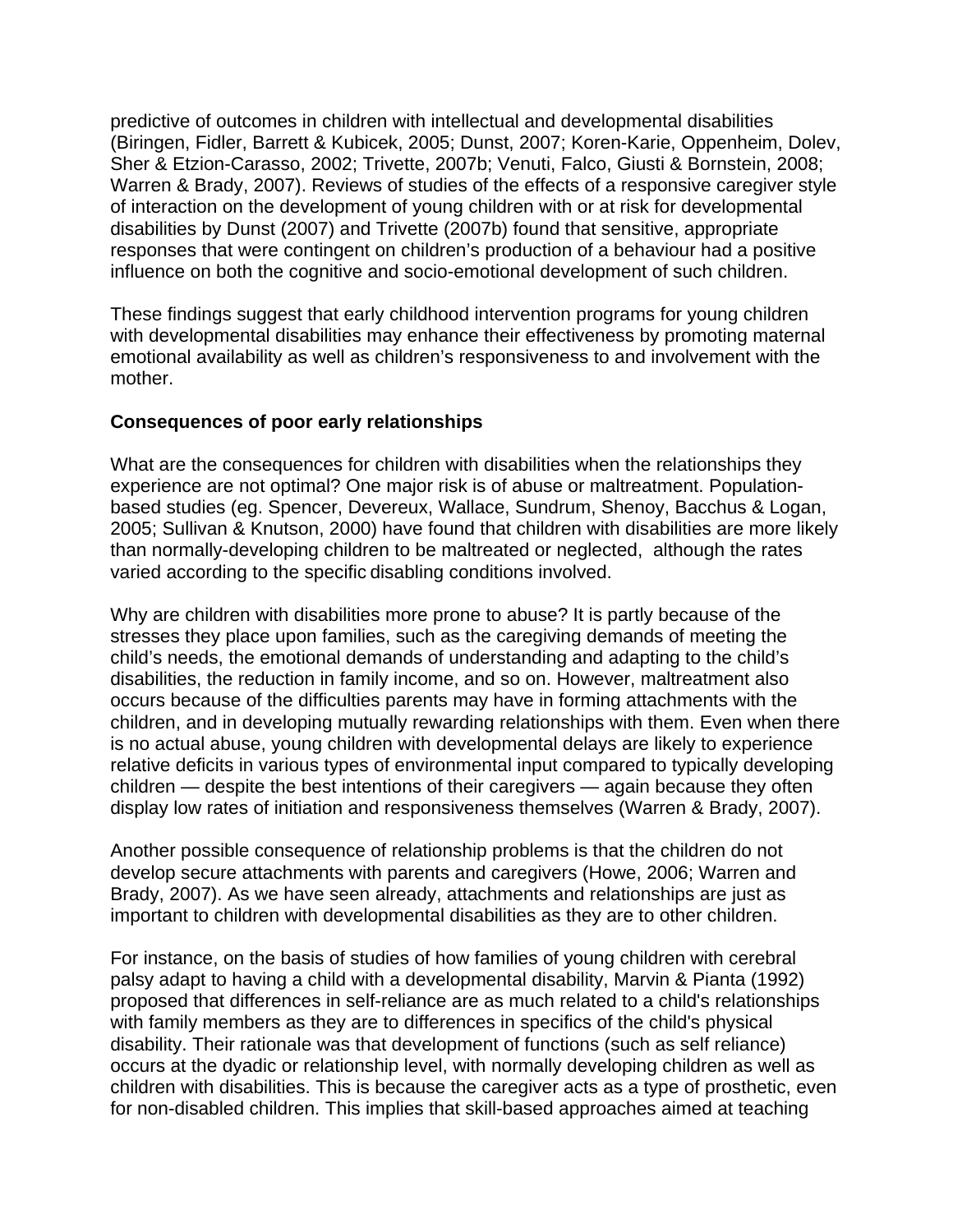predictive of outcomes in children with intellectual and developmental disabilities (Biringen, Fidler, Barrett & Kubicek, 2005; Dunst, 2007; Koren-Karie, Oppenheim, Dolev, Sher & Etzion-Carasso, 2002; Trivette, 2007b; Venuti, Falco, Giusti & Bornstein, 2008; Warren & Brady, 2007). Reviews of studies of the effects of a responsive caregiver style of interaction on the development of young children with or at risk for developmental disabilities by Dunst (2007) and Trivette (2007b) found that sensitive, appropriate responses that were contingent on children's production of a behaviour had a positive influence on both the cognitive and socio-emotional development of such children.

These findings suggest that early childhood intervention programs for young children with developmental disabilities may enhance their effectiveness by promoting maternal emotional availability as well as children's responsiveness to and involvement with the mother.

**Consequences of poor early relationships**

What are the consequences for children with disabilities when the relationships they experience are not optimal? One major risk is of abuse or maltreatment. Population-based studies (eg. Spencer, Devereux, Wallace, Sundrum, Shenoy, Bacchus & Logan, 2005; Sullivan & Knutson, 2000) have found that children with disabilities are more likely than normally-developing children to be maltreated or neglected, although the rates varied according to the specific disabling conditions involved.

Why are children with disabilities more prone to abuse? It is partly because of the stresses they place upon families, such as the caregiving demands of meeting the child's needs, the emotional demands of understanding and adapting to the child's disabilities, the reduction in family income, and so on. However, maltreatment also occurs because of the difficulties parents may have in forming attachments with the children, and in developing mutually rewarding relationships with them. Even when there is no actual abuse, young children with developmental delays are likely to experience relative deficits in various types of environmental input compared to typically developing children — despite the best intentions of their caregivers — again because they often display low rates of initiation and responsiveness themselves (Warren & Brady, 2007).

Another possible consequence of relationship problems is that the children do not develop secure attachments with parents and caregivers (Howe, 2006; Warren and Brady, 2007). As we have seen already, attachments and relationships are just as important to children with developmental disabilities as they are to other children.

For instance, on the basis of studies of how families of young children with cerebral palsy adapt to having a child with a developmental disability, Marvin & Pianta (1992) proposed that differences in self-reliance are as much related to a child's relationships with family members as they are to differences in specifics of the child's physical disability. Their rationale was that development of functions (such as self reliance) occurs at the dyadic or relationship level, with normally developing children as well as children with disabilities. This is because the caregiver acts as a type of prosthetic, even for non-disabled children. This implies that skill-based approaches aimed at teaching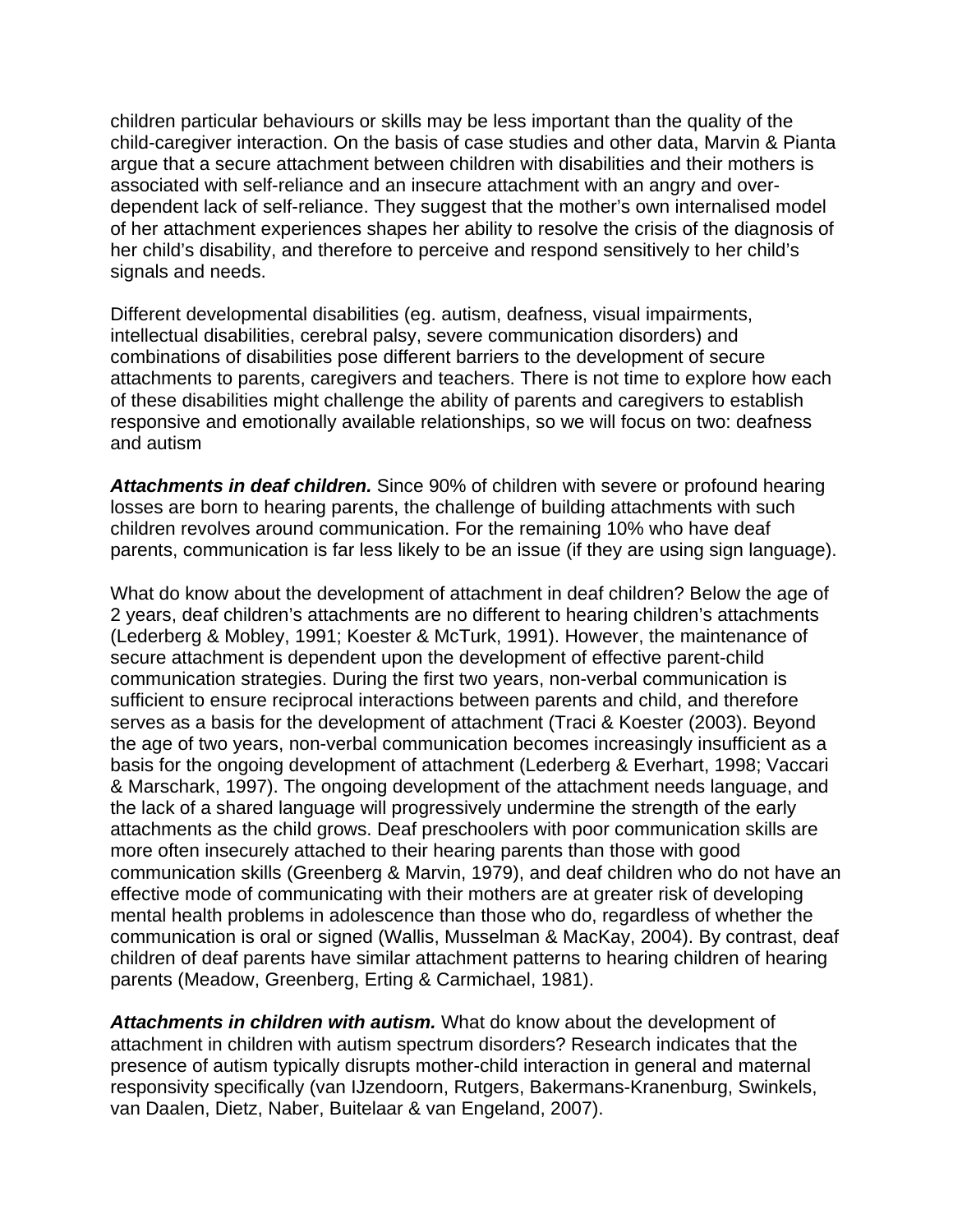children particular behaviours or skills may be less important than the quality of the child-caregiver interaction. On the basis of case studies and other data, Marvin & Pianta argue that a secure attachment between children with disabilities and their mothers is associated with self-reliance and an insecure attachment with an angry and over-dependent lack of self-reliance. They suggest that the mother's own internalised model of her attachment experiences shapes her ability to resolve the crisis of the diagnosis of her child's disability, and therefore to perceive and respond sensitively to her child's signals and needs.

Different developmental disabilities (eg. autism, deafness, visual impairments, intellectual disabilities, cerebral palsy, severe communication disorders) and combinations of disabilities pose different barriers to the development of secure attachments to parents, caregivers and teachers. There is not time to explore how each of these disabilities might challenge the ability of parents and caregivers to establish responsive and emotionally available relationships, so we will focus on two: deafness and autism

***Attachments in deaf children.*** Since 90% of children with severe or profound hearing losses are born to hearing parents, the challenge of building attachments with such children revolves around communication. For the remaining 10% who have deaf parents, communication is far less likely to be an issue (if they are using sign language).

What do know about the development of attachment in deaf children? Below the age of 2 years, deaf children's attachments are no different to hearing children's attachments (Lederberg & Mobley, 1991; Koester & McTurk, 1991). However, the maintenance of secure attachment is dependent upon the development of effective parent-child communication strategies. During the first two years, non-verbal communication is sufficient to ensure reciprocal interactions between parents and child, and therefore serves as a basis for the development of attachment (Traci & Koester (2003). Beyond the age of two years, non-verbal communication becomes increasingly insufficient as a basis for the ongoing development of attachment (Lederberg & Everhart, 1998; Vaccari & Marschark, 1997). The ongoing development of the attachment needs language, and the lack of a shared language will progressively undermine the strength of the early attachments as the child grows. Deaf preschoolers with poor communication skills are more often insecurely attached to their hearing parents than those with good communication skills (Greenberg & Marvin, 1979), and deaf children who do not have an effective mode of communicating with their mothers are at greater risk of developing mental health problems in adolescence than those who do, regardless of whether the communication is oral or signed (Wallis, Musselman & MacKay, 2004). By contrast, deaf children of deaf parents have similar attachment patterns to hearing children of hearing parents (Meadow, Greenberg, Erting & Carmichael, 1981).

***Attachments in children with autism.*** What do know about the development of attachment in children with autism spectrum disorders? Research indicates that the presence of autism typically disrupts mother-child interaction in general and maternal responsivity specifically (van IJzendoorn, Rutgers, Bakermans-Kranenburg, Swinkels, van Daalen, Dietz, Naber, Buitelaar & van Engeland, 2007).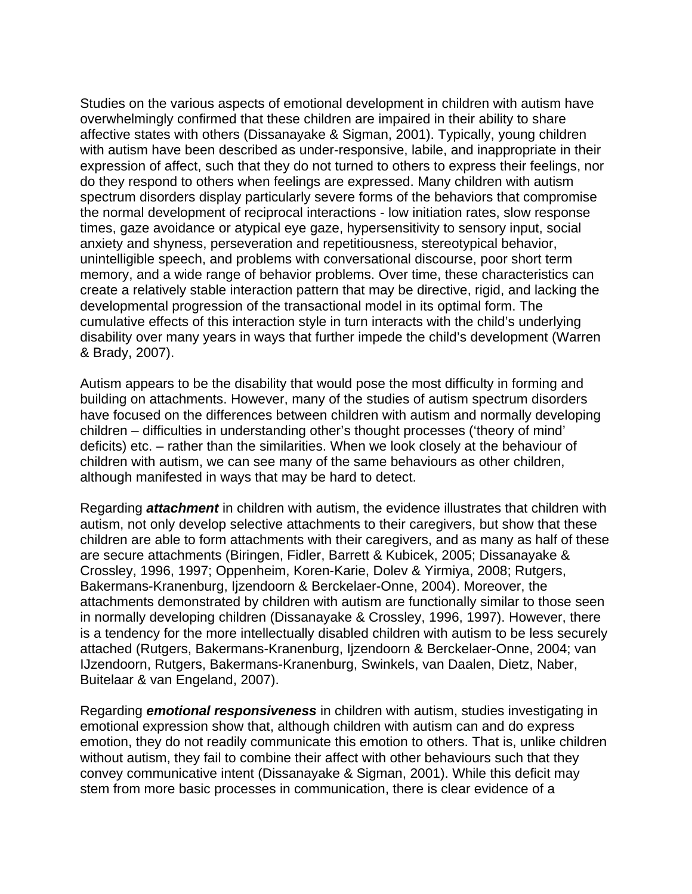Studies on the various aspects of emotional development in children with autism have overwhelmingly confirmed that these children are impaired in their ability to share affective states with others (Dissanayake & Sigman, 2001). Typically, young children with autism have been described as under-responsive, labile, and inappropriate in their expression of affect, such that they do not turned to others to express their feelings, nor do they respond to others when feelings are expressed. Many children with autism spectrum disorders display particularly severe forms of the behaviors that compromise the normal development of reciprocal interactions - low initiation rates, slow response times, gaze avoidance or atypical eye gaze, hypersensitivity to sensory input, social anxiety and shyness, perseveration and repetitiousness, stereotypical behavior, unintelligible speech, and problems with conversational discourse, poor short term memory, and a wide range of behavior problems. Over time, these characteristics can create a relatively stable interaction pattern that may be directive, rigid, and lacking the developmental progression of the transactional model in its optimal form. The cumulative effects of this interaction style in turn interacts with the child's underlying disability over many years in ways that further impede the child's development (Warren & Brady, 2007).

Autism appears to be the disability that would pose the most difficulty in forming and building on attachments. However, many of the studies of autism spectrum disorders have focused on the differences between children with autism and normally developing children – difficulties in understanding other's thought processes ('theory of mind' deficits) etc. – rather than the similarities. When we look closely at the behaviour of children with autism, we can see many of the same behaviours as other children, although manifested in ways that may be hard to detect.

Regarding ***attachment*** in children with autism, the evidence illustrates that children with autism, not only develop selective attachments to their caregivers, but show that these children are able to form attachments with their caregivers, and as many as half of these are secure attachments (Biringen, Fidler, Barrett & Kubicek, 2005; Dissanayake & Crossley, 1996, 1997; Oppenheim, Koren-Karie, Dolev & Yirmiya, 2008; Rutgers, Bakermans-Kranenburg, Ijzendoorn & Berckelaer-Onne, 2004). Moreover, the attachments demonstrated by children with autism are functionally similar to those seen in normally developing children (Dissanayake & Crossley, 1996, 1997). However, there is a tendency for the more intellectually disabled children with autism to be less securely attached (Rutgers, Bakermans-Kranenburg, Ijzendoorn & Berckelaer-Onne, 2004; van IJzendoorn, Rutgers, Bakermans-Kranenburg, Swinkels, van Daalen, Dietz, Naber, Buitelaar & van Engeland, 2007).

Regarding ***emotional responsiveness*** in children with autism, studies investigating in emotional expression show that, although children with autism can and do express emotion, they do not readily communicate this emotion to others. That is, unlike children without autism, they fail to combine their affect with other behaviours such that they convey communicative intent (Dissanayake & Sigman, 2001). While this deficit may stem from more basic processes in communication, there is clear evidence of a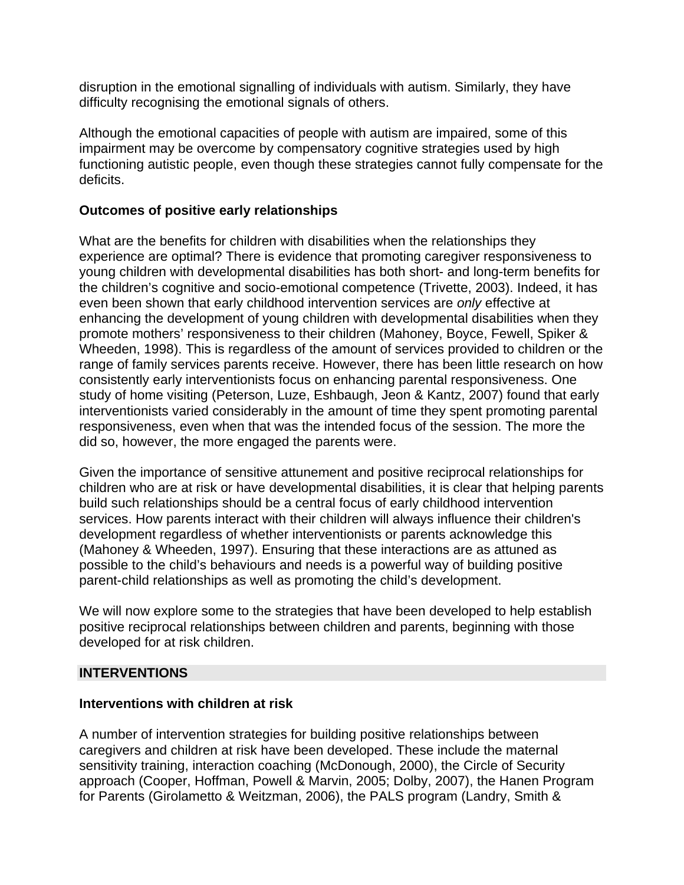disruption in the emotional signalling of individuals with autism. Similarly, they have difficulty recognising the emotional signals of others.

Although the emotional capacities of people with autism are impaired, some of this impairment may be overcome by compensatory cognitive strategies used by high functioning autistic people, even though these strategies cannot fully compensate for the deficits.

**Outcomes of positive early relationships**

What are the benefits for children with disabilities when the relationships they experience are optimal? There is evidence that promoting caregiver responsiveness to young children with developmental disabilities has both short- and long-term benefits for the children's cognitive and socio-emotional competence (Trivette, 2003). Indeed, it has even been shown that early childhood intervention services are *only* effective at enhancing the development of young children with developmental disabilities when they promote mothers' responsiveness to their children (Mahoney, Boyce, Fewell, Spiker & Wheeden, 1998). This is regardless of the amount of services provided to children or the range of family services parents receive. However, there has been little research on how consistently early interventionists focus on enhancing parental responsiveness. One study of home visiting (Peterson, Luze, Eshbaugh, Jeon & Kantz, 2007) found that early interventionists varied considerably in the amount of time they spent promoting parental responsiveness, even when that was the intended focus of the session. The more the did so, however, the more engaged the parents were.

Given the importance of sensitive attunement and positive reciprocal relationships for children who are at risk or have developmental disabilities, it is clear that helping parents build such relationships should be a central focus of early childhood intervention services. How parents interact with their children will always influence their children's development regardless of whether interventionists or parents acknowledge this (Mahoney & Wheeden, 1997). Ensuring that these interactions are as attuned as possible to the child's behaviours and needs is a powerful way of building positive parent-child relationships as well as promoting the child's development.

We will now explore some to the strategies that have been developed to help establish positive reciprocal relationships between children and parents, beginning with those developed for at risk children.

## INTERVENTIONS

**Interventions with children at risk**

A number of intervention strategies for building positive relationships between caregivers and children at risk have been developed. These include the maternal sensitivity training, interaction coaching (McDonough, 2000), the Circle of Security approach (Cooper, Hoffman, Powell & Marvin, 2005; Dolby, 2007), the Hanen Program for Parents (Girolametto & Weitzman, 2006), the PALS program (Landry, Smith &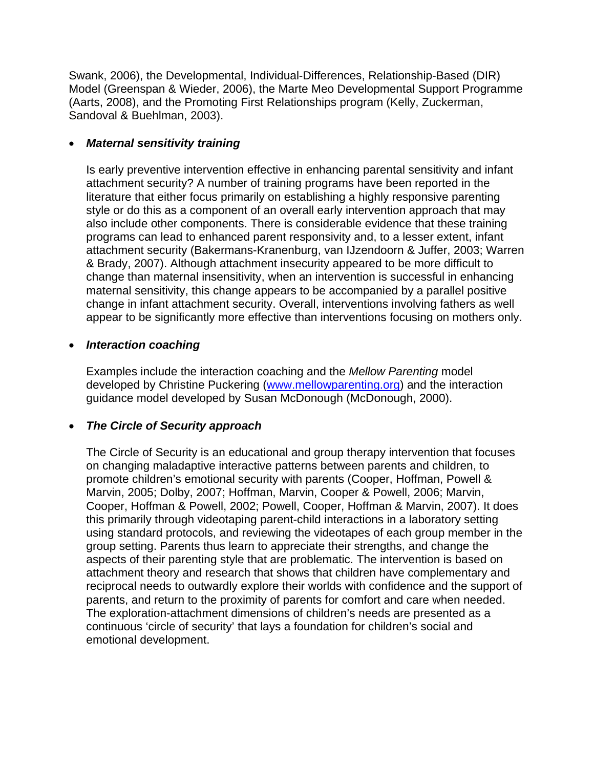Swank, 2006), the Developmental, Individual-Differences, Relationship-Based (DIR) Model (Greenspan & Wieder, 2006), the Marte Meo Developmental Support Programme (Aarts, 2008), and the Promoting First Relationships program (Kelly, Zuckerman, Sandoval & Buehlman, 2003).

- ***Maternal sensitivity training***

  Is early preventive intervention effective in enhancing parental sensitivity and infant attachment security? A number of training programs have been reported in the literature that either focus primarily on establishing a highly responsive parenting style or do this as a component of an overall early intervention approach that may also include other components. There is considerable evidence that these training programs can lead to enhanced parent responsivity and, to a lesser extent, infant attachment security (Bakermans-Kranenburg, van IJzendoorn & Juffer, 2003; Warren & Brady, 2007). Although attachment insecurity appeared to be more difficult to change than maternal insensitivity, when an intervention is successful in enhancing maternal sensitivity, this change appears to be accompanied by a parallel positive change in infant attachment security. Overall, interventions involving fathers as well appear to be significantly more effective than interventions focusing on mothers only.

- ***Interaction coaching***

  Examples include the interaction coaching and the *Mellow Parenting* model developed by Christine Puckering (www.mellowparenting.org) and the interaction guidance model developed by Susan McDonough (McDonough, 2000).

- ***The Circle of Security approach***

  The Circle of Security is an educational and group therapy intervention that focuses on changing maladaptive interactive patterns between parents and children, to promote children's emotional security with parents (Cooper, Hoffman, Powell & Marvin, 2005; Dolby, 2007; Hoffman, Marvin, Cooper & Powell, 2006; Marvin, Cooper, Hoffman & Powell, 2002; Powell, Cooper, Hoffman & Marvin, 2007). It does this primarily through videotaping parent-child interactions in a laboratory setting using standard protocols, and reviewing the videotapes of each group member in the group setting. Parents thus learn to appreciate their strengths, and change the aspects of their parenting style that are problematic. The intervention is based on attachment theory and research that shows that children have complementary and reciprocal needs to outwardly explore their worlds with confidence and the support of parents, and return to the proximity of parents for comfort and care when needed. The exploration-attachment dimensions of children's needs are presented as a continuous 'circle of security' that lays a foundation for children's social and emotional development.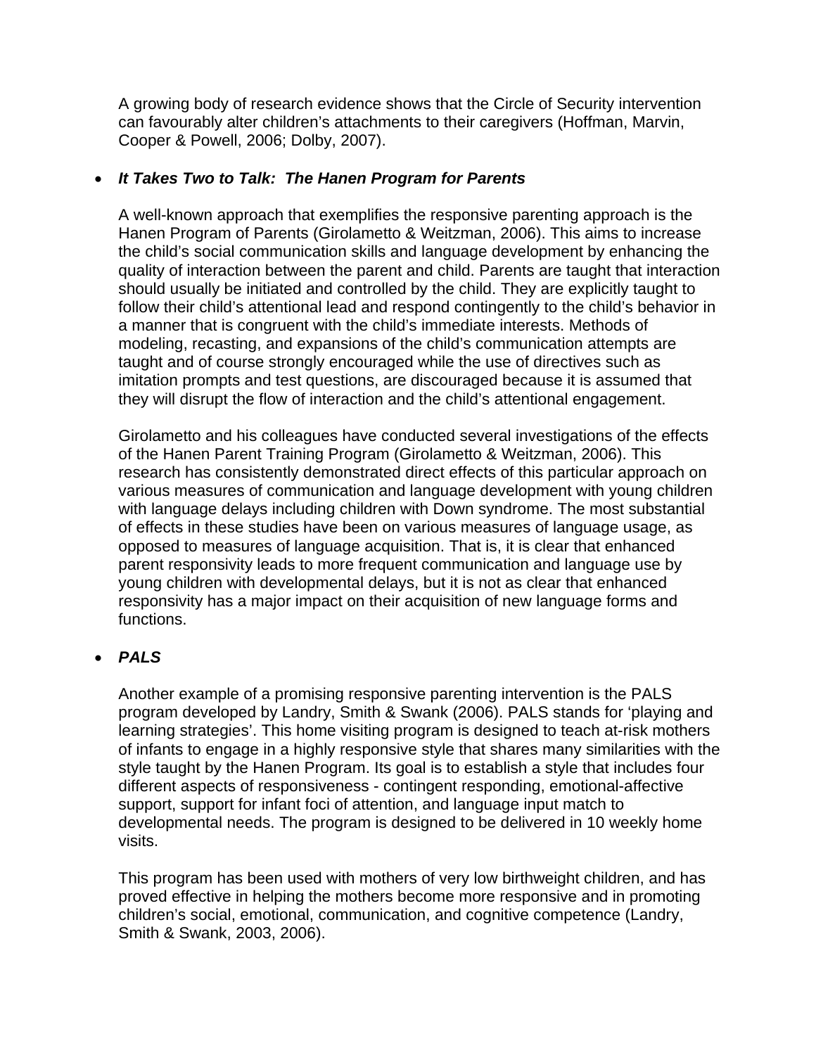A growing body of research evidence shows that the Circle of Security intervention can favourably alter children's attachments to their caregivers (Hoffman, Marvin, Cooper & Powell, 2006; Dolby, 2007).

- ***It Takes Two to Talk: The Hanen Program for Parents***

  A well-known approach that exemplifies the responsive parenting approach is the Hanen Program of Parents (Girolametto & Weitzman, 2006). This aims to increase the child's social communication skills and language development by enhancing the quality of interaction between the parent and child. Parents are taught that interaction should usually be initiated and controlled by the child. They are explicitly taught to follow their child's attentional lead and respond contingently to the child's behavior in a manner that is congruent with the child's immediate interests. Methods of modeling, recasting, and expansions of the child's communication attempts are taught and of course strongly encouraged while the use of directives such as imitation prompts and test questions, are discouraged because it is assumed that they will disrupt the flow of interaction and the child's attentional engagement.

  Girolametto and his colleagues have conducted several investigations of the effects of the Hanen Parent Training Program (Girolametto & Weitzman, 2006). This research has consistently demonstrated direct effects of this particular approach on various measures of communication and language development with young children with language delays including children with Down syndrome. The most substantial of effects in these studies have been on various measures of language usage, as opposed to measures of language acquisition. That is, it is clear that enhanced parent responsivity leads to more frequent communication and language use by young children with developmental delays, but it is not as clear that enhanced responsivity has a major impact on their acquisition of new language forms and functions.

- ***PALS***

  Another example of a promising responsive parenting intervention is the PALS program developed by Landry, Smith & Swank (2006). PALS stands for 'playing and learning strategies'. This home visiting program is designed to teach at-risk mothers of infants to engage in a highly responsive style that shares many similarities with the style taught by the Hanen Program. Its goal is to establish a style that includes four different aspects of responsiveness - contingent responding, emotional-affective support, support for infant foci of attention, and language input match to developmental needs. The program is designed to be delivered in 10 weekly home visits.

  This program has been used with mothers of very low birthweight children, and has proved effective in helping the mothers become more responsive and in promoting children's social, emotional, communication, and cognitive competence (Landry, Smith & Swank, 2003, 2006).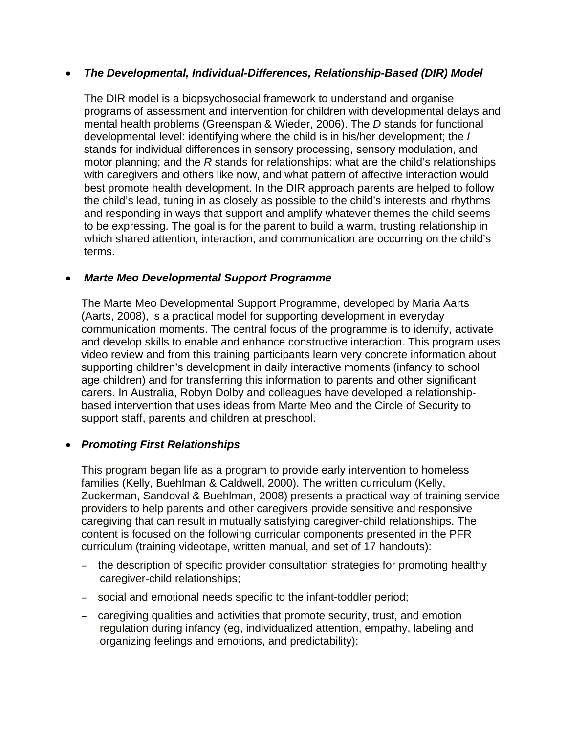- ***The Developmental, Individual-Differences, Relationship-Based (DIR) Model***

  The DIR model is a biopsychosocial framework to understand and organise programs of assessment and intervention for children with developmental delays and mental health problems (Greenspan & Wieder, 2006). The *D* stands for functional developmental level: identifying where the child is in his/her development; the *I* stands for individual differences in sensory processing, sensory modulation, and motor planning; and the *R* stands for relationships: what are the child's relationships with caregivers and others like now, and what pattern of affective interaction would best promote health development. In the DIR approach parents are helped to follow the child's lead, tuning in as closely as possible to the child's interests and rhythms and responding in ways that support and amplify whatever themes the child seems to be expressing. The goal is for the parent to build a warm, trusting relationship in which shared attention, interaction, and communication are occurring on the child's terms.

- ***Marte Meo Developmental Support Programme***

  The Marte Meo Developmental Support Programme, developed by Maria Aarts (Aarts, 2008), is a practical model for supporting development in everyday communication moments. The central focus of the programme is to identify, activate and develop skills to enable and enhance constructive interaction. This program uses video review and from this training participants learn very concrete information about supporting children's development in daily interactive moments (infancy to school age children) and for transferring this information to parents and other significant carers. In Australia, Robyn Dolby and colleagues have developed a relationship-based intervention that uses ideas from Marte Meo and the Circle of Security to support staff, parents and children at preschool.

- ***Promoting First Relationships***

  This program began life as a program to provide early intervention to homeless families (Kelly, Buehlman & Caldwell, 2000). The written curriculum (Kelly, Zuckerman, Sandoval & Buehlman, 2008) presents a practical way of training service providers to help parents and other caregivers provide sensitive and responsive caregiving that can result in mutually satisfying caregiver-child relationships. The content is focused on the following curricular components presented in the PFR curriculum (training videotape, written manual, and set of 17 handouts):

  - the description of specific provider consultation strategies for promoting healthy caregiver-child relationships;
  - social and emotional needs specific to the infant-toddler period;
  - caregiving qualities and activities that promote security, trust, and emotion regulation during infancy (eg, individualized attention, empathy, labeling and organizing feelings and emotions, and predictability);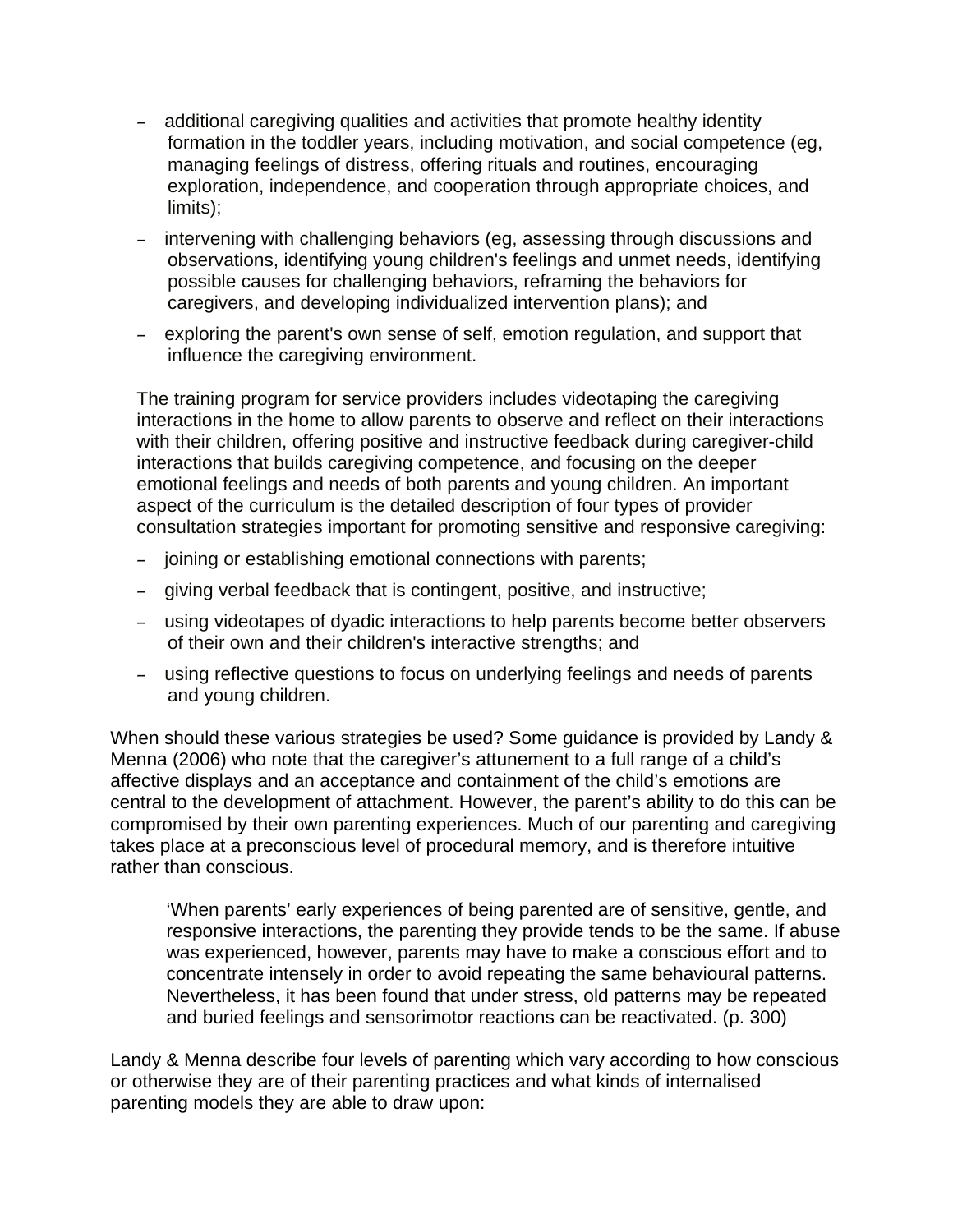- additional caregiving qualities and activities that promote healthy identity formation in the toddler years, including motivation, and social competence (eg, managing feelings of distress, offering rituals and routines, encouraging exploration, independence, and cooperation through appropriate choices, and limits);
- intervening with challenging behaviors (eg, assessing through discussions and observations, identifying young children's feelings and unmet needs, identifying possible causes for challenging behaviors, reframing the behaviors for caregivers, and developing individualized intervention plans); and
- exploring the parent's own sense of self, emotion regulation, and support that influence the caregiving environment.

The training program for service providers includes videotaping the caregiving interactions in the home to allow parents to observe and reflect on their interactions with their children, offering positive and instructive feedback during caregiver-child interactions that builds caregiving competence, and focusing on the deeper emotional feelings and needs of both parents and young children. An important aspect of the curriculum is the detailed description of four types of provider consultation strategies important for promoting sensitive and responsive caregiving:

- joining or establishing emotional connections with parents;
- giving verbal feedback that is contingent, positive, and instructive;
- using videotapes of dyadic interactions to help parents become better observers of their own and their children's interactive strengths; and
- using reflective questions to focus on underlying feelings and needs of parents and young children.

When should these various strategies be used? Some guidance is provided by Landy & Menna (2006) who note that the caregiver's attunement to a full range of a child's affective displays and an acceptance and containment of the child's emotions are central to the development of attachment. However, the parent's ability to do this can be compromised by their own parenting experiences. Much of our parenting and caregiving takes place at a preconscious level of procedural memory, and is therefore intuitive rather than conscious.

> 'When parents' early experiences of being parented are of sensitive, gentle, and responsive interactions, the parenting they provide tends to be the same. If abuse was experienced, however, parents may have to make a conscious effort and to concentrate intensely in order to avoid repeating the same behavioural patterns. Nevertheless, it has been found that under stress, old patterns may be repeated and buried feelings and sensorimotor reactions can be reactivated. (p. 300)

Landy & Menna describe four levels of parenting which vary according to how conscious or otherwise they are of their parenting practices and what kinds of internalised parenting models they are able to draw upon: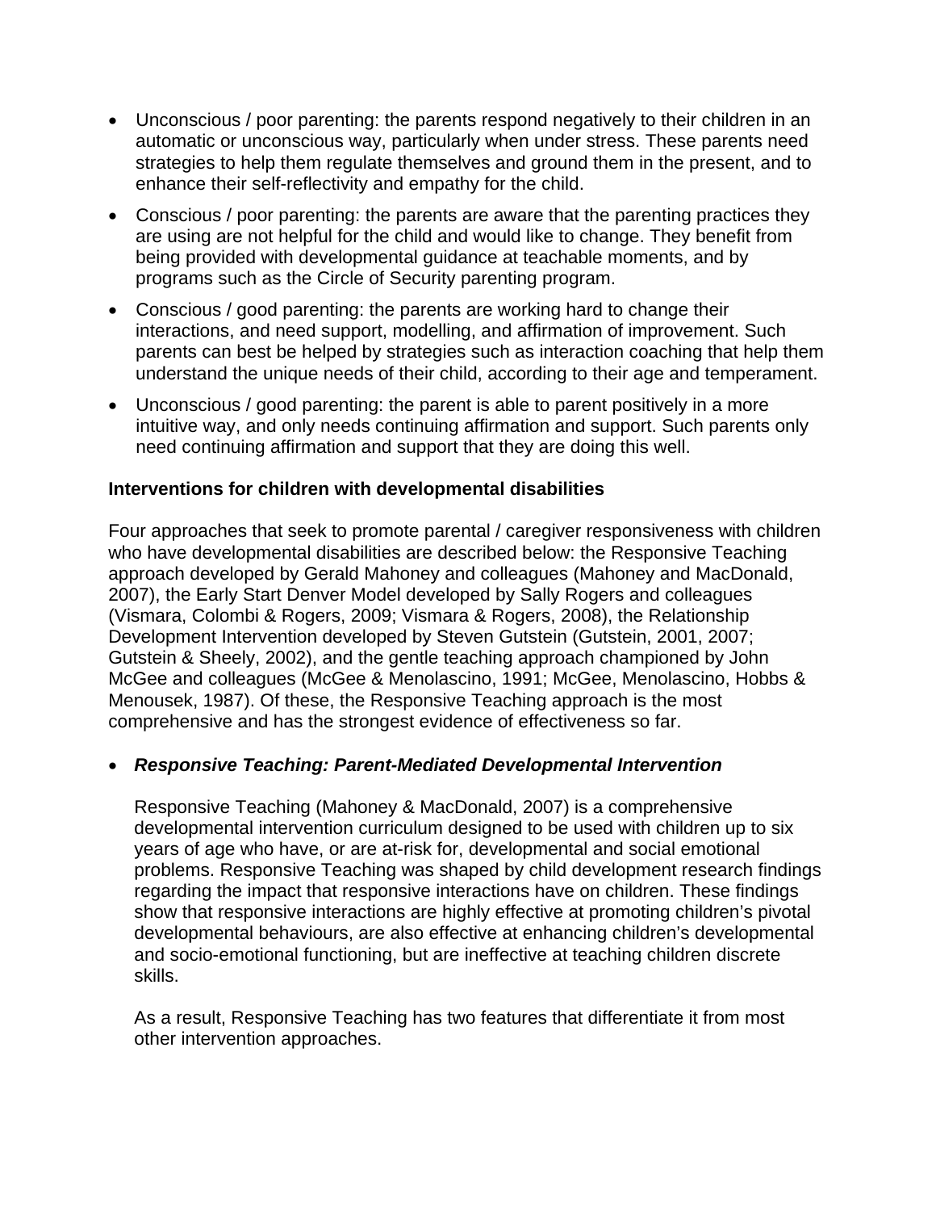- Unconscious / poor parenting: the parents respond negatively to their children in an automatic or unconscious way, particularly when under stress. These parents need strategies to help them regulate themselves and ground them in the present, and to enhance their self-reflectivity and empathy for the child.
- Conscious / poor parenting: the parents are aware that the parenting practices they are using are not helpful for the child and would like to change. They benefit from being provided with developmental guidance at teachable moments, and by programs such as the Circle of Security parenting program.
- Conscious / good parenting: the parents are working hard to change their interactions, and need support, modelling, and affirmation of improvement. Such parents can best be helped by strategies such as interaction coaching that help them understand the unique needs of their child, according to their age and temperament.
- Unconscious / good parenting: the parent is able to parent positively in a more intuitive way, and only needs continuing affirmation and support. Such parents only need continuing affirmation and support that they are doing this well.

**Interventions for children with developmental disabilities**

Four approaches that seek to promote parental / caregiver responsiveness with children who have developmental disabilities are described below: the Responsive Teaching approach developed by Gerald Mahoney and colleagues (Mahoney and MacDonald, 2007), the Early Start Denver Model developed by Sally Rogers and colleagues (Vismara, Colombi & Rogers, 2009; Vismara & Rogers, 2008), the Relationship Development Intervention developed by Steven Gutstein (Gutstein, 2001, 2007; Gutstein & Sheely, 2002), and the gentle teaching approach championed by John McGee and colleagues (McGee & Menolascino, 1991; McGee, Menolascino, Hobbs & Menousek, 1987). Of these, the Responsive Teaching approach is the most comprehensive and has the strongest evidence of effectiveness so far.

- ***Responsive Teaching: Parent-Mediated Developmental Intervention***

  Responsive Teaching (Mahoney & MacDonald, 2007) is a comprehensive developmental intervention curriculum designed to be used with children up to six years of age who have, or are at-risk for, developmental and social emotional problems. Responsive Teaching was shaped by child development research findings regarding the impact that responsive interactions have on children. These findings show that responsive interactions are highly effective at promoting children's pivotal developmental behaviours, are also effective at enhancing children's developmental and socio-emotional functioning, but are ineffective at teaching children discrete skills.

  As a result, Responsive Teaching has two features that differentiate it from most other intervention approaches.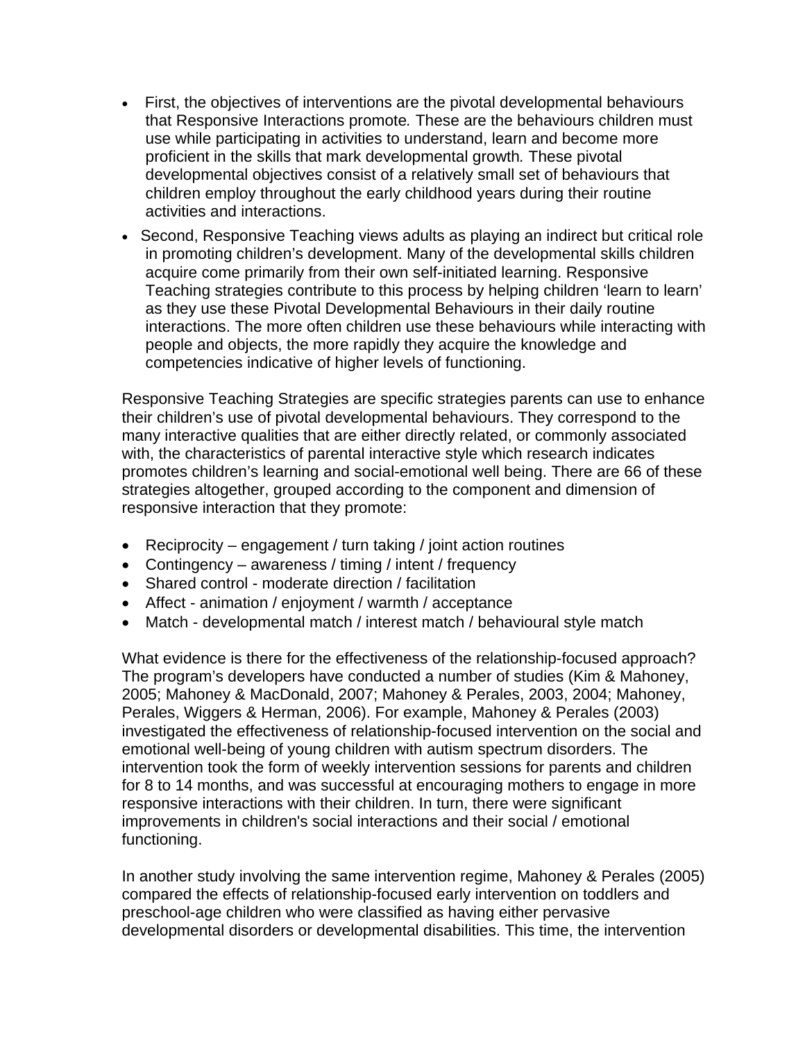- First, the objectives of interventions are the pivotal developmental behaviours that Responsive Interactions promote. These are the behaviours children must use while participating in activities to understand, learn and become more proficient in the skills that mark developmental growth. These pivotal developmental objectives consist of a relatively small set of behaviours that children employ throughout the early childhood years during their routine activities and interactions.
- Second, Responsive Teaching views adults as playing an indirect but critical role in promoting children's development. Many of the developmental skills children acquire come primarily from their own self-initiated learning. Responsive Teaching strategies contribute to this process by helping children 'learn to learn' as they use these Pivotal Developmental Behaviours in their daily routine interactions. The more often children use these behaviours while interacting with people and objects, the more rapidly they acquire the knowledge and competencies indicative of higher levels of functioning.

Responsive Teaching Strategies are specific strategies parents can use to enhance their children's use of pivotal developmental behaviours. They correspond to the many interactive qualities that are either directly related, or commonly associated with, the characteristics of parental interactive style which research indicates promotes children's learning and social-emotional well being. There are 66 of these strategies altogether, grouped according to the component and dimension of responsive interaction that they promote:

- Reciprocity – engagement / turn taking / joint action routines
- Contingency – awareness / timing / intent / frequency
- Shared control - moderate direction / facilitation
- Affect - animation / enjoyment / warmth / acceptance
- Match - developmental match / interest match / behavioural style match

What evidence is there for the effectiveness of the relationship-focused approach? The program's developers have conducted a number of studies (Kim & Mahoney, 2005; Mahoney & MacDonald, 2007; Mahoney & Perales, 2003, 2004; Mahoney, Perales, Wiggers & Herman, 2006). For example, Mahoney & Perales (2003) investigated the effectiveness of relationship-focused intervention on the social and emotional well-being of young children with autism spectrum disorders. The intervention took the form of weekly intervention sessions for parents and children for 8 to 14 months, and was successful at encouraging mothers to engage in more responsive interactions with their children. In turn, there were significant improvements in children's social interactions and their social / emotional functioning.

In another study involving the same intervention regime, Mahoney & Perales (2005) compared the effects of relationship-focused early intervention on toddlers and preschool-age children who were classified as having either pervasive developmental disorders or developmental disabilities. This time, the intervention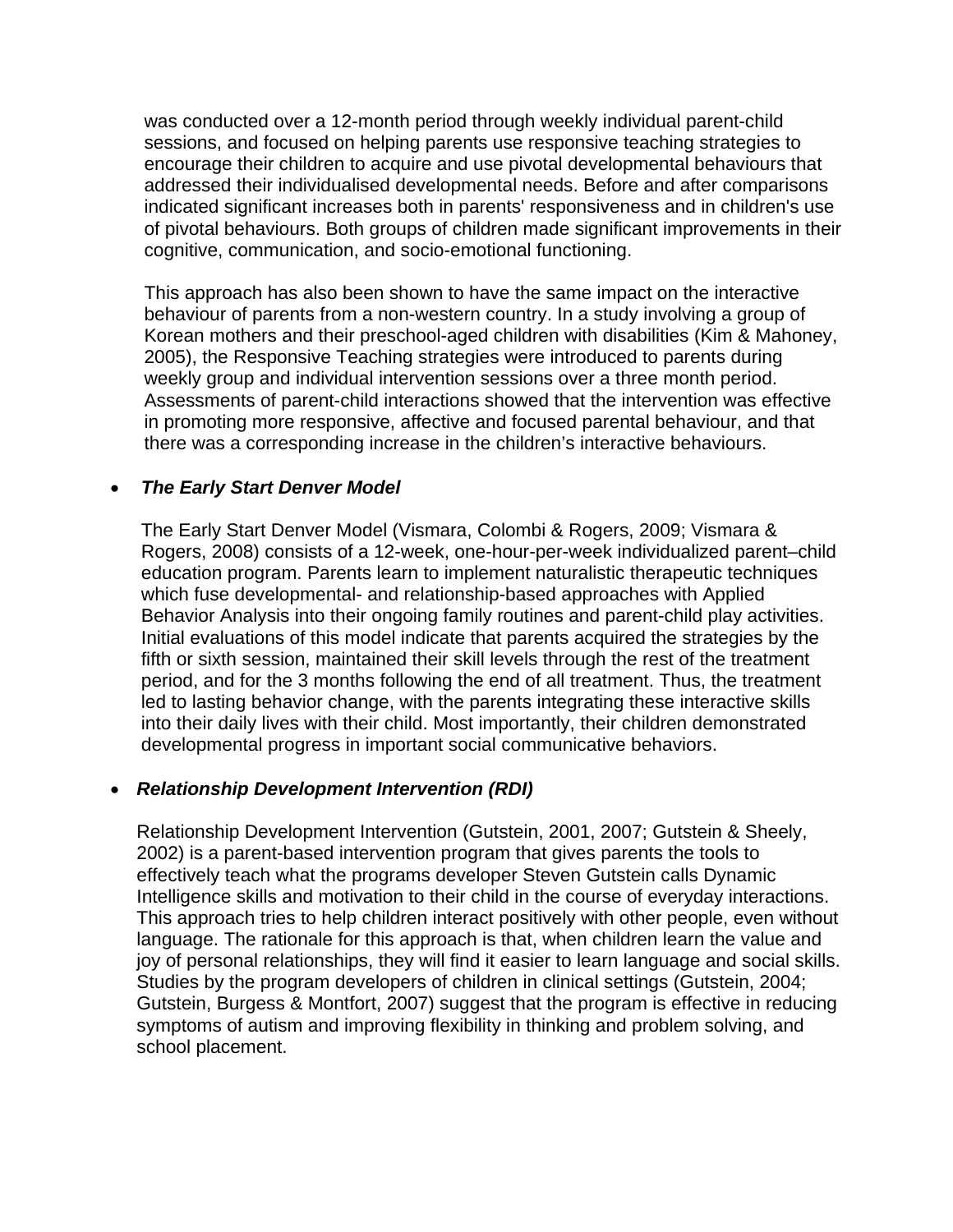was conducted over a 12-month period through weekly individual parent-child sessions, and focused on helping parents use responsive teaching strategies to encourage their children to acquire and use pivotal developmental behaviours that addressed their individualised developmental needs. Before and after comparisons indicated significant increases both in parents' responsiveness and in children's use of pivotal behaviours. Both groups of children made significant improvements in their cognitive, communication, and socio-emotional functioning.

This approach has also been shown to have the same impact on the interactive behaviour of parents from a non-western country. In a study involving a group of Korean mothers and their preschool-aged children with disabilities (Kim & Mahoney, 2005), the Responsive Teaching strategies were introduced to parents during weekly group and individual intervention sessions over a three month period. Assessments of parent-child interactions showed that the intervention was effective in promoting more responsive, affective and focused parental behaviour, and that there was a corresponding increase in the children's interactive behaviours.

- ***The Early Start Denver Model***

The Early Start Denver Model (Vismara, Colombi & Rogers, 2009; Vismara & Rogers, 2008) consists of a 12-week, one-hour-per-week individualized parent–child education program. Parents learn to implement naturalistic therapeutic techniques which fuse developmental- and relationship-based approaches with Applied Behavior Analysis into their ongoing family routines and parent-child play activities. Initial evaluations of this model indicate that parents acquired the strategies by the fifth or sixth session, maintained their skill levels through the rest of the treatment period, and for the 3 months following the end of all treatment. Thus, the treatment led to lasting behavior change, with the parents integrating these interactive skills into their daily lives with their child. Most importantly, their children demonstrated developmental progress in important social communicative behaviors.

- ***Relationship Development Intervention (RDI)***

Relationship Development Intervention (Gutstein, 2001, 2007; Gutstein & Sheely, 2002) is a parent-based intervention program that gives parents the tools to effectively teach what the programs developer Steven Gutstein calls Dynamic Intelligence skills and motivation to their child in the course of everyday interactions. This approach tries to help children interact positively with other people, even without language. The rationale for this approach is that, when children learn the value and joy of personal relationships, they will find it easier to learn language and social skills. Studies by the program developers of children in clinical settings (Gutstein, 2004; Gutstein, Burgess & Montfort, 2007) suggest that the program is effective in reducing symptoms of autism and improving flexibility in thinking and problem solving, and school placement.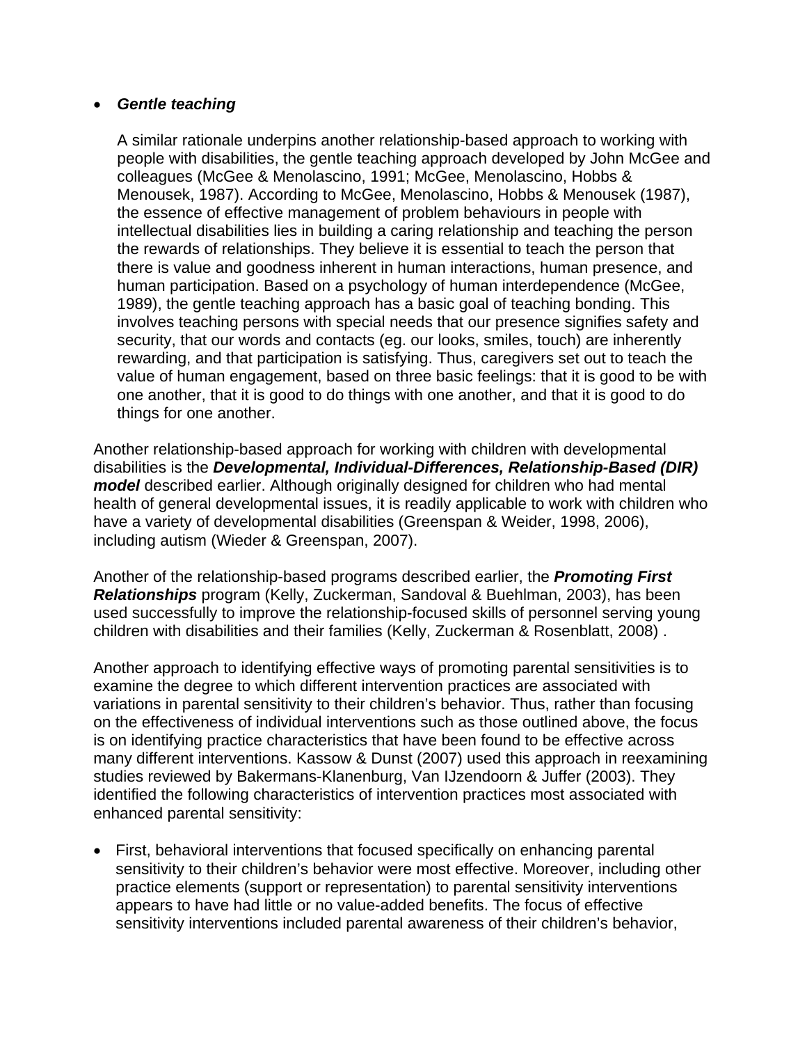- ***Gentle teaching***

  A similar rationale underpins another relationship-based approach to working with people with disabilities, the gentle teaching approach developed by John McGee and colleagues (McGee & Menolascino, 1991; McGee, Menolascino, Hobbs & Menousek, 1987). According to McGee, Menolascino, Hobbs & Menousek (1987), the essence of effective management of problem behaviours in people with intellectual disabilities lies in building a caring relationship and teaching the person the rewards of relationships. They believe it is essential to teach the person that there is value and goodness inherent in human interactions, human presence, and human participation. Based on a psychology of human interdependence (McGee, 1989), the gentle teaching approach has a basic goal of teaching bonding. This involves teaching persons with special needs that our presence signifies safety and security, that our words and contacts (eg. our looks, smiles, touch) are inherently rewarding, and that participation is satisfying. Thus, caregivers set out to teach the value of human engagement, based on three basic feelings: that it is good to be with one another, that it is good to do things with one another, and that it is good to do things for one another.

Another relationship-based approach for working with children with developmental disabilities is the ***Developmental, Individual-Differences, Relationship-Based (DIR) model*** described earlier. Although originally designed for children who had mental health of general developmental issues, it is readily applicable to work with children who have a variety of developmental disabilities (Greenspan & Weider, 1998, 2006), including autism (Wieder & Greenspan, 2007).

Another of the relationship-based programs described earlier, the ***Promoting First Relationships*** program (Kelly, Zuckerman, Sandoval & Buehlman, 2003), has been used successfully to improve the relationship-focused skills of personnel serving young children with disabilities and their families (Kelly, Zuckerman & Rosenblatt, 2008) .

Another approach to identifying effective ways of promoting parental sensitivities is to examine the degree to which different intervention practices are associated with variations in parental sensitivity to their children's behavior. Thus, rather than focusing on the effectiveness of individual interventions such as those outlined above, the focus is on identifying practice characteristics that have been found to be effective across many different interventions. Kassow & Dunst (2007) used this approach in reexamining studies reviewed by Bakermans-Klanenburg, Van IJzendoorn & Juffer (2003). They identified the following characteristics of intervention practices most associated with enhanced parental sensitivity:

- First, behavioral interventions that focused specifically on enhancing parental sensitivity to their children's behavior were most effective. Moreover, including other practice elements (support or representation) to parental sensitivity interventions appears to have had little or no value-added benefits. The focus of effective sensitivity interventions included parental awareness of their children's behavior,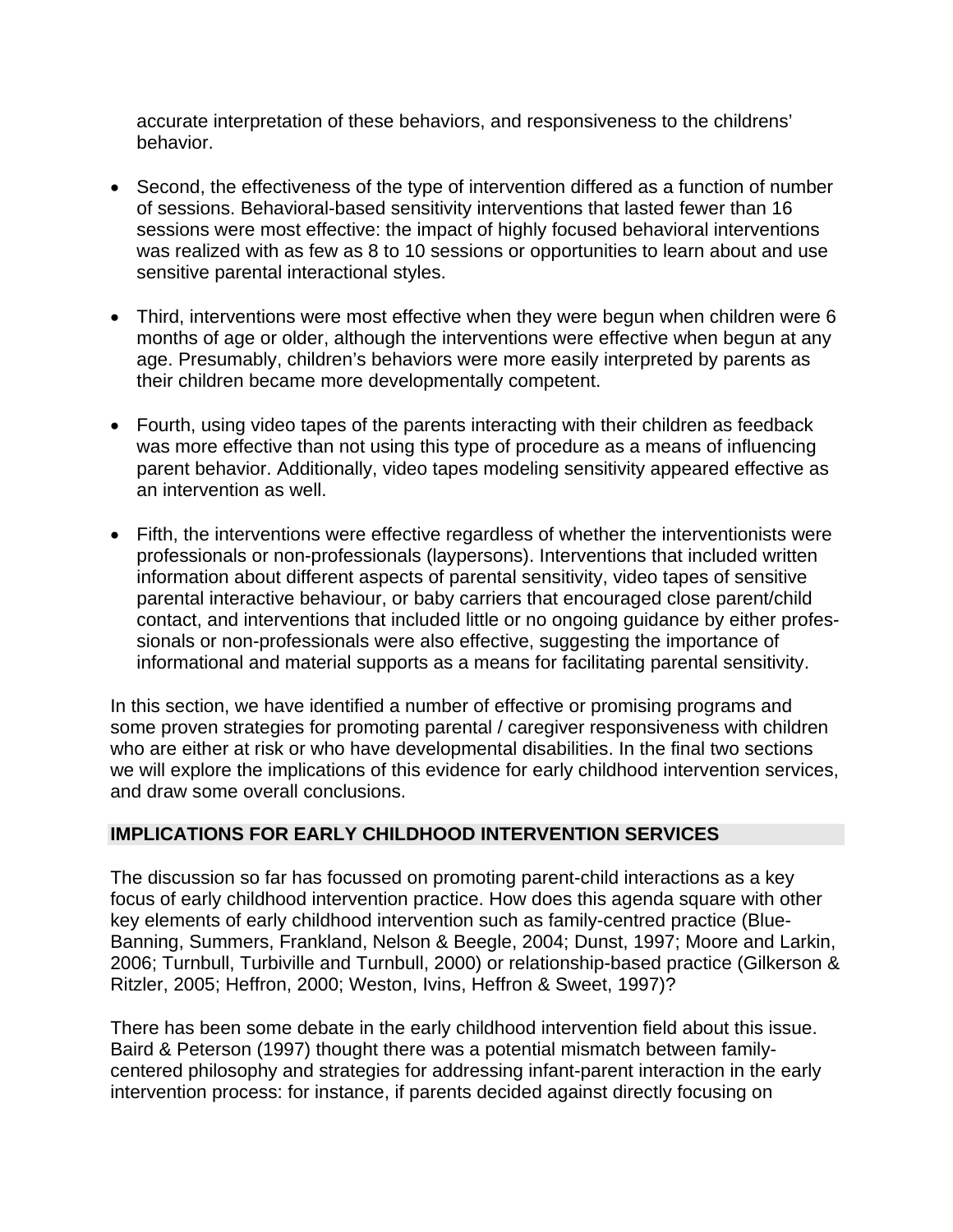accurate interpretation of these behaviors, and responsiveness to the childrens' behavior.

- Second, the effectiveness of the type of intervention differed as a function of number of sessions. Behavioral-based sensitivity interventions that lasted fewer than 16 sessions were most effective: the impact of highly focused behavioral interventions was realized with as few as 8 to 10 sessions or opportunities to learn about and use sensitive parental interactional styles.

- Third, interventions were most effective when they were begun when children were 6 months of age or older, although the interventions were effective when begun at any age. Presumably, children's behaviors were more easily interpreted by parents as their children became more developmentally competent.

- Fourth, using video tapes of the parents interacting with their children as feedback was more effective than not using this type of procedure as a means of influencing parent behavior. Additionally, video tapes modeling sensitivity appeared effective as an intervention as well.

- Fifth, the interventions were effective regardless of whether the interventionists were professionals or non-professionals (laypersons). Interventions that included written information about different aspects of parental sensitivity, video tapes of sensitive parental interactive behaviour, or baby carriers that encouraged close parent/child contact, and interventions that included little or no ongoing guidance by either professionals or non-professionals were also effective, suggesting the importance of informational and material supports as a means for facilitating parental sensitivity.

In this section, we have identified a number of effective or promising programs and some proven strategies for promoting parental / caregiver responsiveness with children who are either at risk or who have developmental disabilities. In the final two sections we will explore the implications of this evidence for early childhood intervention services, and draw some overall conclusions.

## IMPLICATIONS FOR EARLY CHILDHOOD INTERVENTION SERVICES

The discussion so far has focussed on promoting parent-child interactions as a key focus of early childhood intervention practice. How does this agenda square with other key elements of early childhood intervention such as family-centred practice (Blue-Banning, Summers, Frankland, Nelson & Beegle, 2004; Dunst, 1997; Moore and Larkin, 2006; Turnbull, Turbiville and Turnbull, 2000) or relationship-based practice (Gilkerson & Ritzler, 2005; Heffron, 2000; Weston, Ivins, Heffron & Sweet, 1997)?

There has been some debate in the early childhood intervention field about this issue. Baird & Peterson (1997) thought there was a potential mismatch between family-centered philosophy and strategies for addressing infant-parent interaction in the early intervention process: for instance, if parents decided against directly focusing on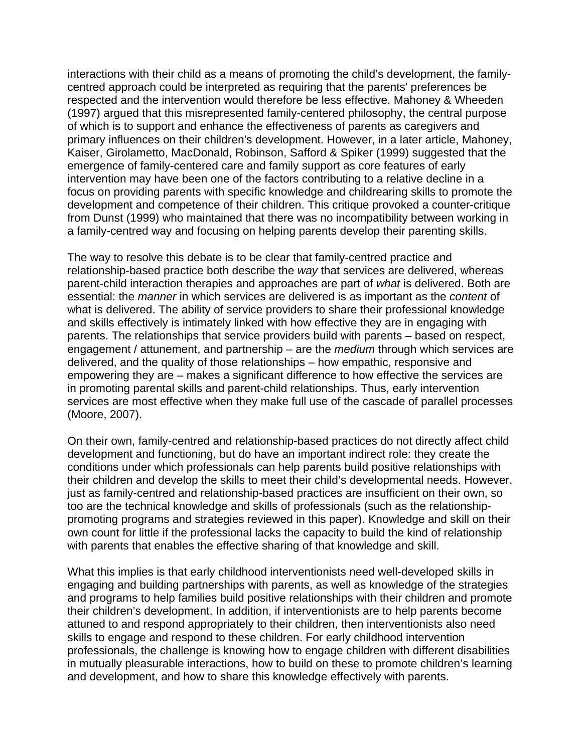interactions with their child as a means of promoting the child's development, the family-centred approach could be interpreted as requiring that the parents' preferences be respected and the intervention would therefore be less effective. Mahoney & Wheeden (1997) argued that this misrepresented family-centered philosophy, the central purpose of which is to support and enhance the effectiveness of parents as caregivers and primary influences on their children's development. However, in a later article, Mahoney, Kaiser, Girolametto, MacDonald, Robinson, Safford & Spiker (1999) suggested that the emergence of family-centered care and family support as core features of early intervention may have been one of the factors contributing to a relative decline in a focus on providing parents with specific knowledge and childrearing skills to promote the development and competence of their children. This critique provoked a counter-critique from Dunst (1999) who maintained that there was no incompatibility between working in a family-centred way and focusing on helping parents develop their parenting skills.

The way to resolve this debate is to be clear that family-centred practice and relationship-based practice both describe the *way* that services are delivered, whereas parent-child interaction therapies and approaches are part of *what* is delivered. Both are essential: the *manner* in which services are delivered is as important as the *content* of what is delivered. The ability of service providers to share their professional knowledge and skills effectively is intimately linked with how effective they are in engaging with parents. The relationships that service providers build with parents – based on respect, engagement / attunement, and partnership – are the *medium* through which services are delivered, and the quality of those relationships – how empathic, responsive and empowering they are – makes a significant difference to how effective the services are in promoting parental skills and parent-child relationships. Thus, early intervention services are most effective when they make full use of the cascade of parallel processes (Moore, 2007).

On their own, family-centred and relationship-based practices do not directly affect child development and functioning, but do have an important indirect role: they create the conditions under which professionals can help parents build positive relationships with their children and develop the skills to meet their child's developmental needs. However, just as family-centred and relationship-based practices are insufficient on their own, so too are the technical knowledge and skills of professionals (such as the relationship-promoting programs and strategies reviewed in this paper). Knowledge and skill on their own count for little if the professional lacks the capacity to build the kind of relationship with parents that enables the effective sharing of that knowledge and skill.

What this implies is that early childhood interventionists need well-developed skills in engaging and building partnerships with parents, as well as knowledge of the strategies and programs to help families build positive relationships with their children and promote their children's development. In addition, if interventionists are to help parents become attuned to and respond appropriately to their children, then interventionists also need skills to engage and respond to these children. For early childhood intervention professionals, the challenge is knowing how to engage children with different disabilities in mutually pleasurable interactions, how to build on these to promote children's learning and development, and how to share this knowledge effectively with parents.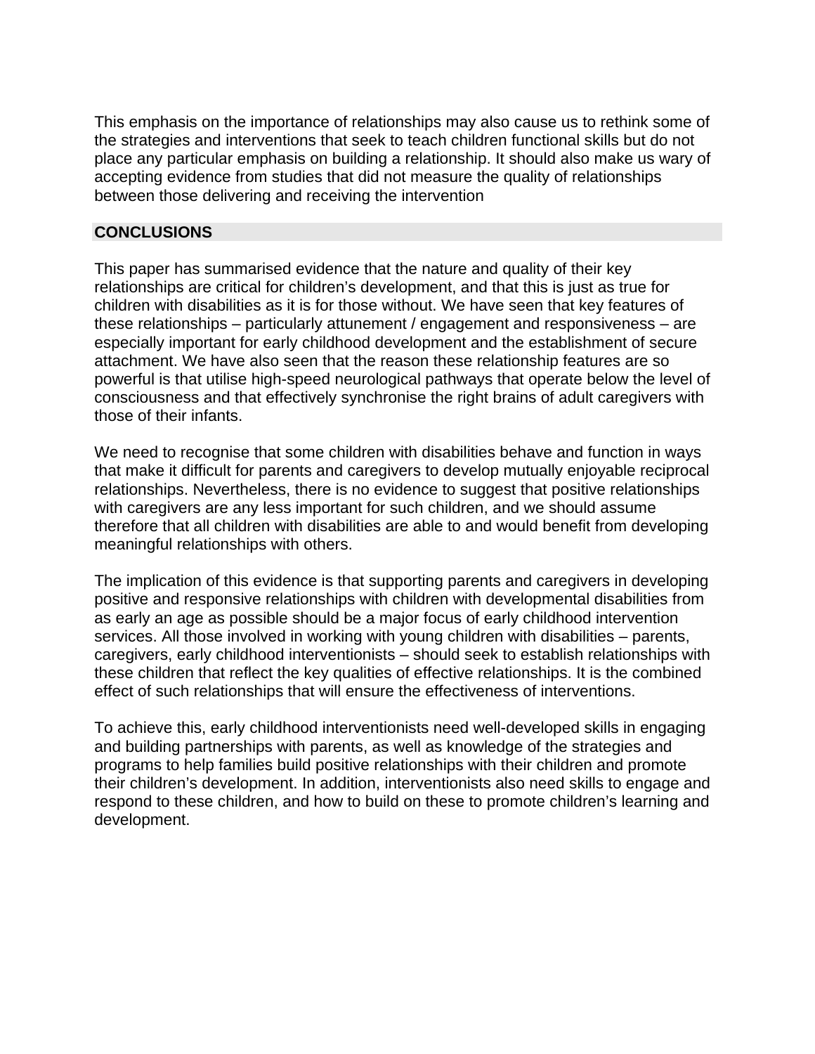This emphasis on the importance of relationships may also cause us to rethink some of the strategies and interventions that seek to teach children functional skills but do not place any particular emphasis on building a relationship. It should also make us wary of accepting evidence from studies that did not measure the quality of relationships between those delivering and receiving the intervention

## CONCLUSIONS

This paper has summarised evidence that the nature and quality of their key relationships are critical for children's development, and that this is just as true for children with disabilities as it is for those without. We have seen that key features of these relationships – particularly attunement / engagement and responsiveness – are especially important for early childhood development and the establishment of secure attachment. We have also seen that the reason these relationship features are so powerful is that utilise high-speed neurological pathways that operate below the level of consciousness and that effectively synchronise the right brains of adult caregivers with those of their infants.

We need to recognise that some children with disabilities behave and function in ways that make it difficult for parents and caregivers to develop mutually enjoyable reciprocal relationships. Nevertheless, there is no evidence to suggest that positive relationships with caregivers are any less important for such children, and we should assume therefore that all children with disabilities are able to and would benefit from developing meaningful relationships with others.

The implication of this evidence is that supporting parents and caregivers in developing positive and responsive relationships with children with developmental disabilities from as early an age as possible should be a major focus of early childhood intervention services. All those involved in working with young children with disabilities – parents, caregivers, early childhood interventionists – should seek to establish relationships with these children that reflect the key qualities of effective relationships. It is the combined effect of such relationships that will ensure the effectiveness of interventions.

To achieve this, early childhood interventionists need well-developed skills in engaging and building partnerships with parents, as well as knowledge of the strategies and programs to help families build positive relationships with their children and promote their children's development. In addition, interventionists also need skills to engage and respond to these children, and how to build on these to promote children's learning and development.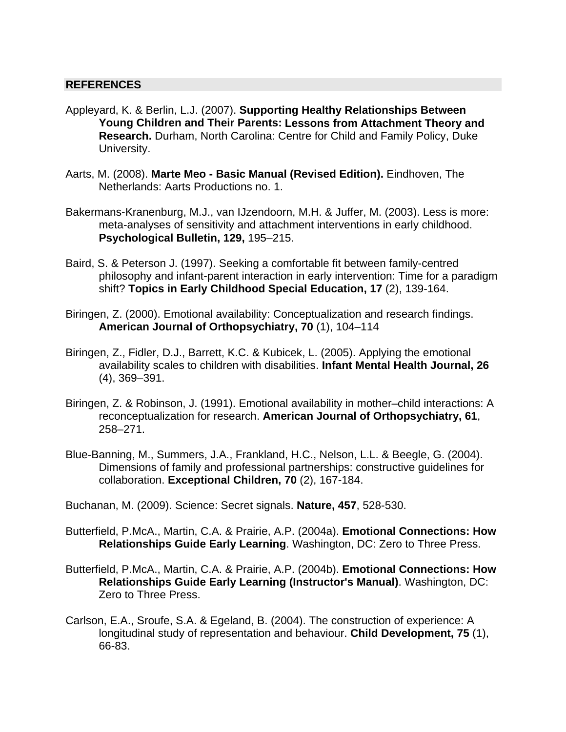## REFERENCES

Appleyard, K. & Berlin, L.J. (2007). **Supporting Healthy Relationships Between Young Children and Their Parents: Lessons from Attachment Theory and Research.** Durham, North Carolina: Centre for Child and Family Policy, Duke University.

Aarts, M. (2008). **Marte Meo - Basic Manual (Revised Edition).** Eindhoven, The Netherlands: Aarts Productions no. 1.

Bakermans-Kranenburg, M.J., van IJzendoorn, M.H. & Juffer, M. (2003). Less is more: meta-analyses of sensitivity and attachment interventions in early childhood. **Psychological Bulletin, 129,** 195–215.

Baird, S. & Peterson J. (1997). Seeking a comfortable fit between family-centred philosophy and infant-parent interaction in early intervention: Time for a paradigm shift? **Topics in Early Childhood Special Education, 17** (2), 139-164.

Biringen, Z. (2000). Emotional availability: Conceptualization and research findings. **American Journal of Orthopsychiatry, 70** (1), 104–114

Biringen, Z., Fidler, D.J., Barrett, K.C. & Kubicek, L. (2005). Applying the emotional availability scales to children with disabilities. **Infant Mental Health Journal, 26** (4), 369–391.

Biringen, Z. & Robinson, J. (1991). Emotional availability in mother–child interactions: A reconceptualization for research. **American Journal of Orthopsychiatry, 61**, 258–271.

Blue-Banning, M., Summers, J.A., Frankland, H.C., Nelson, L.L. & Beegle, G. (2004). Dimensions of family and professional partnerships: constructive guidelines for collaboration. **Exceptional Children, 70** (2), 167-184.

Buchanan, M. (2009). Science: Secret signals. **Nature, 457**, 528-530.

Butterfield, P.McA., Martin, C.A. & Prairie, A.P. (2004a). **Emotional Connections: How Relationships Guide Early Learning**. Washington, DC: Zero to Three Press.

Butterfield, P.McA., Martin, C.A. & Prairie, A.P. (2004b). **Emotional Connections: How Relationships Guide Early Learning (Instructor's Manual)**. Washington, DC: Zero to Three Press.

Carlson, E.A., Sroufe, S.A. & Egeland, B. (2004). The construction of experience: A longitudinal study of representation and behaviour. **Child Development, 75** (1), 66-83.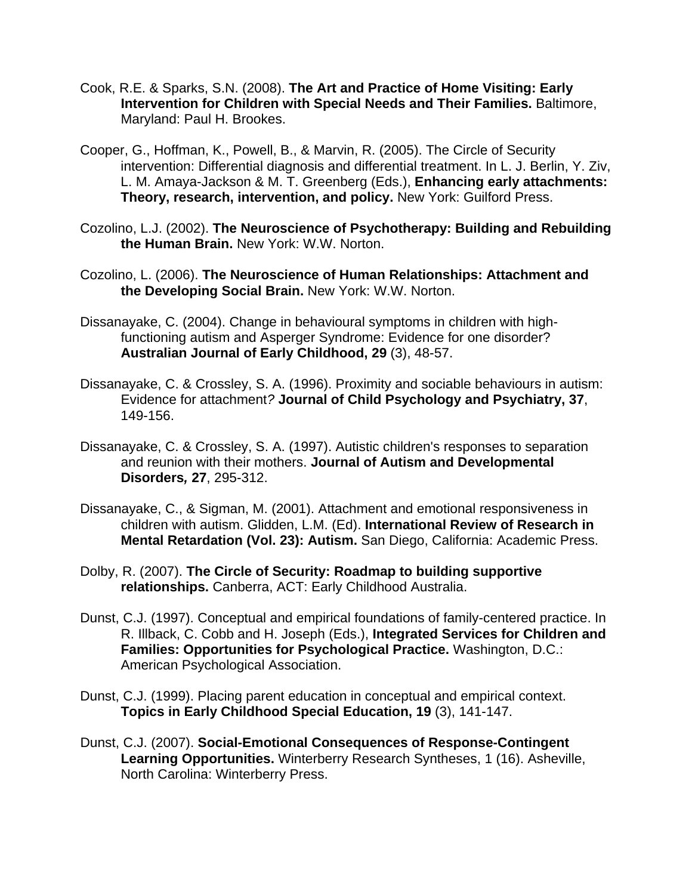Cook, R.E. & Sparks, S.N. (2008). **The Art and Practice of Home Visiting: Early Intervention for Children with Special Needs and Their Families.** Baltimore, Maryland: Paul H. Brookes.

Cooper, G., Hoffman, K., Powell, B., & Marvin, R. (2005). The Circle of Security intervention: Differential diagnosis and differential treatment. In L. J. Berlin, Y. Ziv, L. M. Amaya-Jackson & M. T. Greenberg (Eds.), **Enhancing early attachments: Theory, research, intervention, and policy.** New York: Guilford Press.

Cozolino, L.J. (2002). **The Neuroscience of Psychotherapy: Building and Rebuilding the Human Brain.** New York: W.W. Norton.

Cozolino, L. (2006). **The Neuroscience of Human Relationships: Attachment and the Developing Social Brain.** New York: W.W. Norton.

Dissanayake, C. (2004). Change in behavioural symptoms in children with high-functioning autism and Asperger Syndrome: Evidence for one disorder? **Australian Journal of Early Childhood, 29** (3), 48-57.

Dissanayake, C. & Crossley, S. A. (1996). Proximity and sociable behaviours in autism: Evidence for attachment? **Journal of Child Psychology and Psychiatry, 37**, 149-156.

Dissanayake, C. & Crossley, S. A. (1997). Autistic children's responses to separation and reunion with their mothers. **Journal of Autism and Developmental Disorders, 27**, 295-312.

Dissanayake, C., & Sigman, M. (2001). Attachment and emotional responsiveness in children with autism. Glidden, L.M. (Ed). **International Review of Research in Mental Retardation (Vol. 23): Autism.** San Diego, California: Academic Press.

Dolby, R. (2007). **The Circle of Security: Roadmap to building supportive relationships.** Canberra, ACT: Early Childhood Australia.

Dunst, C.J. (1997). Conceptual and empirical foundations of family-centered practice. In R. Illback, C. Cobb and H. Joseph (Eds.), **Integrated Services for Children and Families: Opportunities for Psychological Practice.** Washington, D.C.: American Psychological Association.

Dunst, C.J. (1999). Placing parent education in conceptual and empirical context. **Topics in Early Childhood Special Education, 19** (3), 141-147.

Dunst, C.J. (2007). **Social-Emotional Consequences of Response-Contingent Learning Opportunities.** Winterberry Research Syntheses, 1 (16). Asheville, North Carolina: Winterberry Press.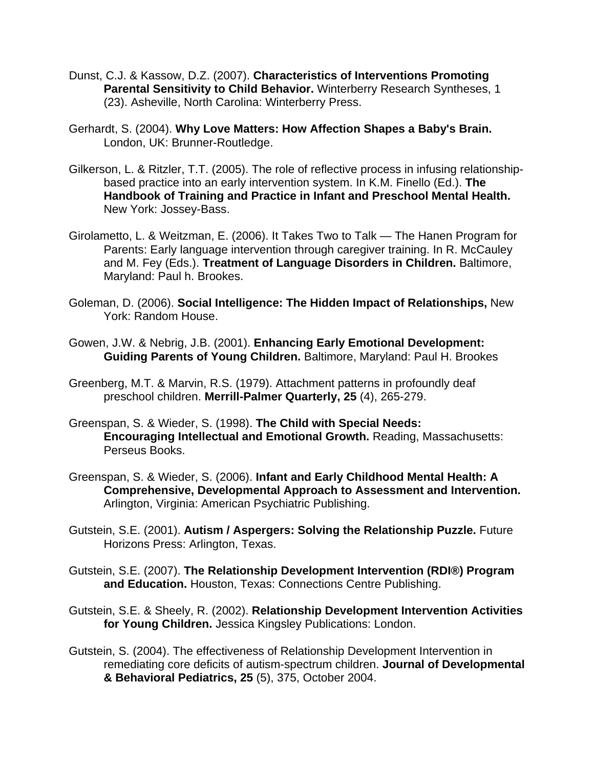Dunst, C.J. & Kassow, D.Z. (2007). **Characteristics of Interventions Promoting Parental Sensitivity to Child Behavior.** Winterberry Research Syntheses, 1 (23). Asheville, North Carolina: Winterberry Press.

Gerhardt, S. (2004). **Why Love Matters: How Affection Shapes a Baby's Brain.** London, UK: Brunner-Routledge.

Gilkerson, L. & Ritzler, T.T. (2005). The role of reflective process in infusing relationship-based practice into an early intervention system. In K.M. Finello (Ed.). **The Handbook of Training and Practice in Infant and Preschool Mental Health.** New York: Jossey-Bass.

Girolametto, L. & Weitzman, E. (2006). It Takes Two to Talk — The Hanen Program for Parents: Early language intervention through caregiver training. In R. McCauley and M. Fey (Eds.). **Treatment of Language Disorders in Children.** Baltimore, Maryland: Paul h. Brookes.

Goleman, D. (2006). **Social Intelligence: The Hidden Impact of Relationships,** New York: Random House.

Gowen, J.W. & Nebrig, J.B. (2001). **Enhancing Early Emotional Development: Guiding Parents of Young Children.** Baltimore, Maryland: Paul H. Brookes

Greenberg, M.T. & Marvin, R.S. (1979). Attachment patterns in profoundly deaf preschool children. **Merrill-Palmer Quarterly, 25** (4), 265-279.

Greenspan, S. & Wieder, S. (1998). **The Child with Special Needs: Encouraging Intellectual and Emotional Growth.** Reading, Massachusetts: Perseus Books.

Greenspan, S. & Wieder, S. (2006). **Infant and Early Childhood Mental Health: A Comprehensive, Developmental Approach to Assessment and Intervention.** Arlington, Virginia: American Psychiatric Publishing.

Gutstein, S.E. (2001). **Autism / Aspergers: Solving the Relationship Puzzle.** Future Horizons Press: Arlington, Texas.

Gutstein, S.E. (2007). **The Relationship Development Intervention (RDI®) Program and Education.** Houston, Texas: Connections Centre Publishing.

Gutstein, S.E. & Sheely, R. (2002). **Relationship Development Intervention Activities for Young Children.** Jessica Kingsley Publications: London.

Gutstein, S. (2004). The effectiveness of Relationship Development Intervention in remediating core deficits of autism-spectrum children. **Journal of Developmental & Behavioral Pediatrics, 25** (5), 375, October 2004.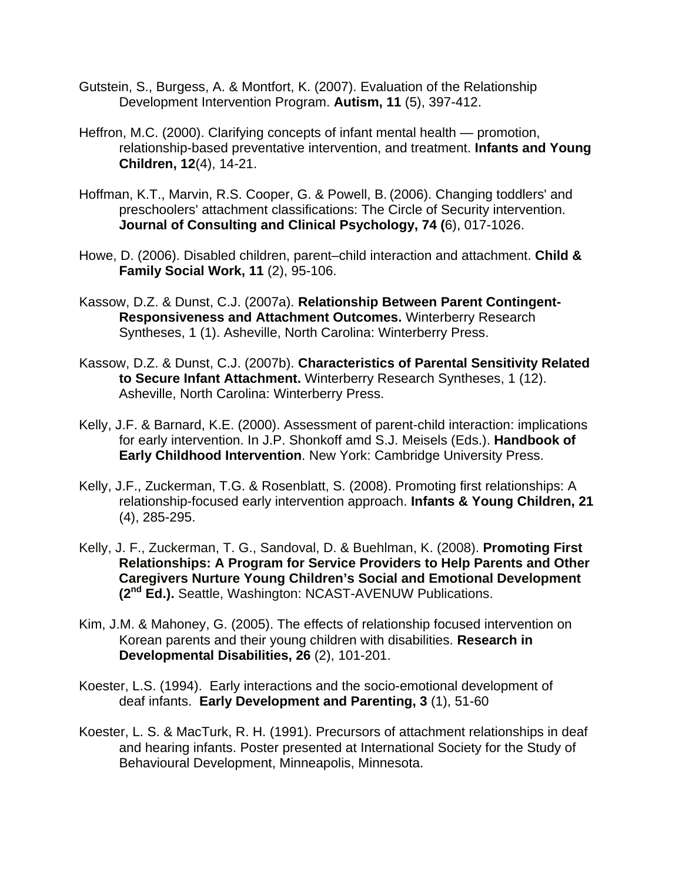Gutstein, S., Burgess, A. & Montfort, K. (2007). Evaluation of the Relationship Development Intervention Program. **Autism, 11** (5), 397-412.

Heffron, M.C. (2000). Clarifying concepts of infant mental health — promotion, relationship-based preventative intervention, and treatment. **Infants and Young Children, 12**(4), 14-21.

Hoffman, K.T., Marvin, R.S. Cooper, G. & Powell, B. (2006). Changing toddlers' and preschoolers' attachment classifications: The Circle of Security intervention. **Journal of Consulting and Clinical Psychology, 74 (**6), 017-1026.

Howe, D. (2006). Disabled children, parent–child interaction and attachment. **Child & Family Social Work, 11** (2), 95-106.

Kassow, D.Z. & Dunst, C.J. (2007a). **Relationship Between Parent Contingent-Responsiveness and Attachment Outcomes.** Winterberry Research Syntheses, 1 (1). Asheville, North Carolina: Winterberry Press.

Kassow, D.Z. & Dunst, C.J. (2007b). **Characteristics of Parental Sensitivity Related to Secure Infant Attachment.** Winterberry Research Syntheses, 1 (12). Asheville, North Carolina: Winterberry Press.

Kelly, J.F. & Barnard, K.E. (2000). Assessment of parent-child interaction: implications for early intervention. In J.P. Shonkoff amd S.J. Meisels (Eds.). **Handbook of Early Childhood Intervention**. New York: Cambridge University Press.

Kelly, J.F., Zuckerman, T.G. & Rosenblatt, S. (2008). Promoting first relationships: A relationship-focused early intervention approach. **Infants & Young Children, 21** (4), 285-295.

Kelly, J. F., Zuckerman, T. G., Sandoval, D. & Buehlman, K. (2008). **Promoting First Relationships: A Program for Service Providers to Help Parents and Other Caregivers Nurture Young Children's Social and Emotional Development (2nd Ed.).** Seattle, Washington: NCAST-AVENUW Publications.

Kim, J.M. & Mahoney, G. (2005). The effects of relationship focused intervention on Korean parents and their young children with disabilities. **Research in Developmental Disabilities, 26** (2), 101-201.

Koester, L.S. (1994). Early interactions and the socio-emotional development of deaf infants. **Early Development and Parenting, 3** (1), 51-60

Koester, L. S. & MacTurk, R. H. (1991). Precursors of attachment relationships in deaf and hearing infants. Poster presented at International Society for the Study of Behavioural Development, Minneapolis, Minnesota.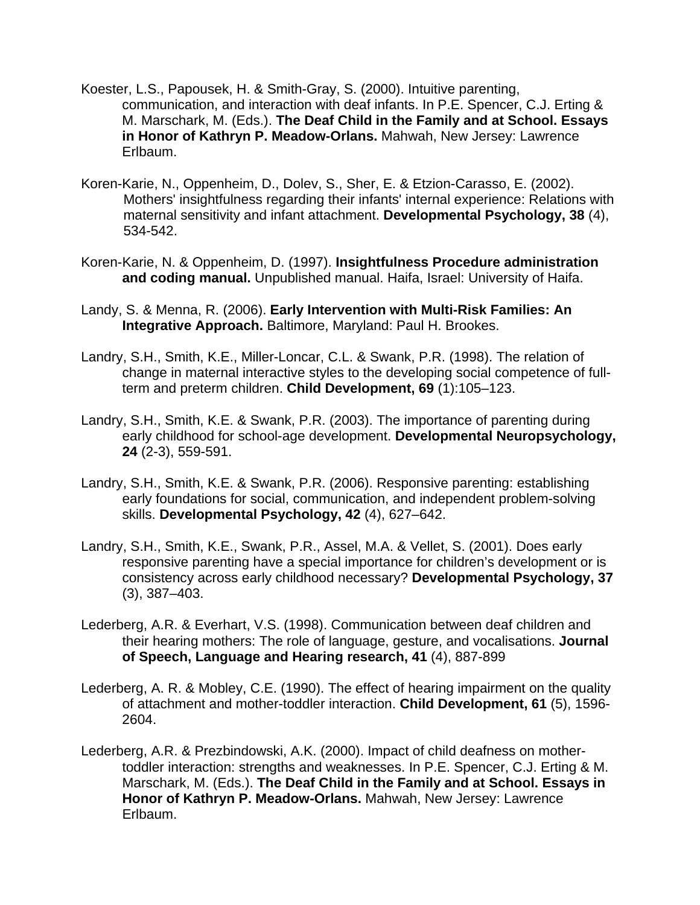Koester, L.S., Papousek, H. & Smith-Gray, S. (2000). Intuitive parenting, communication, and interaction with deaf infants. In P.E. Spencer, C.J. Erting & M. Marschark, M. (Eds.). **The Deaf Child in the Family and at School. Essays in Honor of Kathryn P. Meadow-Orlans.** Mahwah, New Jersey: Lawrence Erlbaum.

Koren-Karie, N., Oppenheim, D., Dolev, S., Sher, E. & Etzion-Carasso, E. (2002). Mothers' insightfulness regarding their infants' internal experience: Relations with maternal sensitivity and infant attachment. **Developmental Psychology, 38** (4), 534-542.

Koren-Karie, N. & Oppenheim, D. (1997). **Insightfulness Procedure administration and coding manual.** Unpublished manual. Haifa, Israel: University of Haifa.

Landy, S. & Menna, R. (2006). **Early Intervention with Multi-Risk Families: An Integrative Approach.** Baltimore, Maryland: Paul H. Brookes.

Landry, S.H., Smith, K.E., Miller-Loncar, C.L. & Swank, P.R. (1998). The relation of change in maternal interactive styles to the developing social competence of full-term and preterm children. **Child Development, 69** (1):105–123.

Landry, S.H., Smith, K.E. & Swank, P.R. (2003). The importance of parenting during early childhood for school-age development. **Developmental Neuropsychology, 24** (2-3), 559-591.

Landry, S.H., Smith, K.E. & Swank, P.R. (2006). Responsive parenting: establishing early foundations for social, communication, and independent problem-solving skills. **Developmental Psychology, 42** (4), 627–642.

Landry, S.H., Smith, K.E., Swank, P.R., Assel, M.A. & Vellet, S. (2001). Does early responsive parenting have a special importance for children's development or is consistency across early childhood necessary? **Developmental Psychology, 37** (3), 387–403.

Lederberg, A.R. & Everhart, V.S. (1998). Communication between deaf children and their hearing mothers: The role of language, gesture, and vocalisations. **Journal of Speech, Language and Hearing research, 41** (4), 887-899

Lederberg, A. R. & Mobley, C.E. (1990). The effect of hearing impairment on the quality of attachment and mother-toddler interaction. **Child Development, 61** (5), 1596-2604.

Lederberg, A.R. & Prezbindowski, A.K. (2000). Impact of child deafness on mother-toddler interaction: strengths and weaknesses. In P.E. Spencer, C.J. Erting & M. Marschark, M. (Eds.). **The Deaf Child in the Family and at School. Essays in Honor of Kathryn P. Meadow-Orlans.** Mahwah, New Jersey: Lawrence Erlbaum.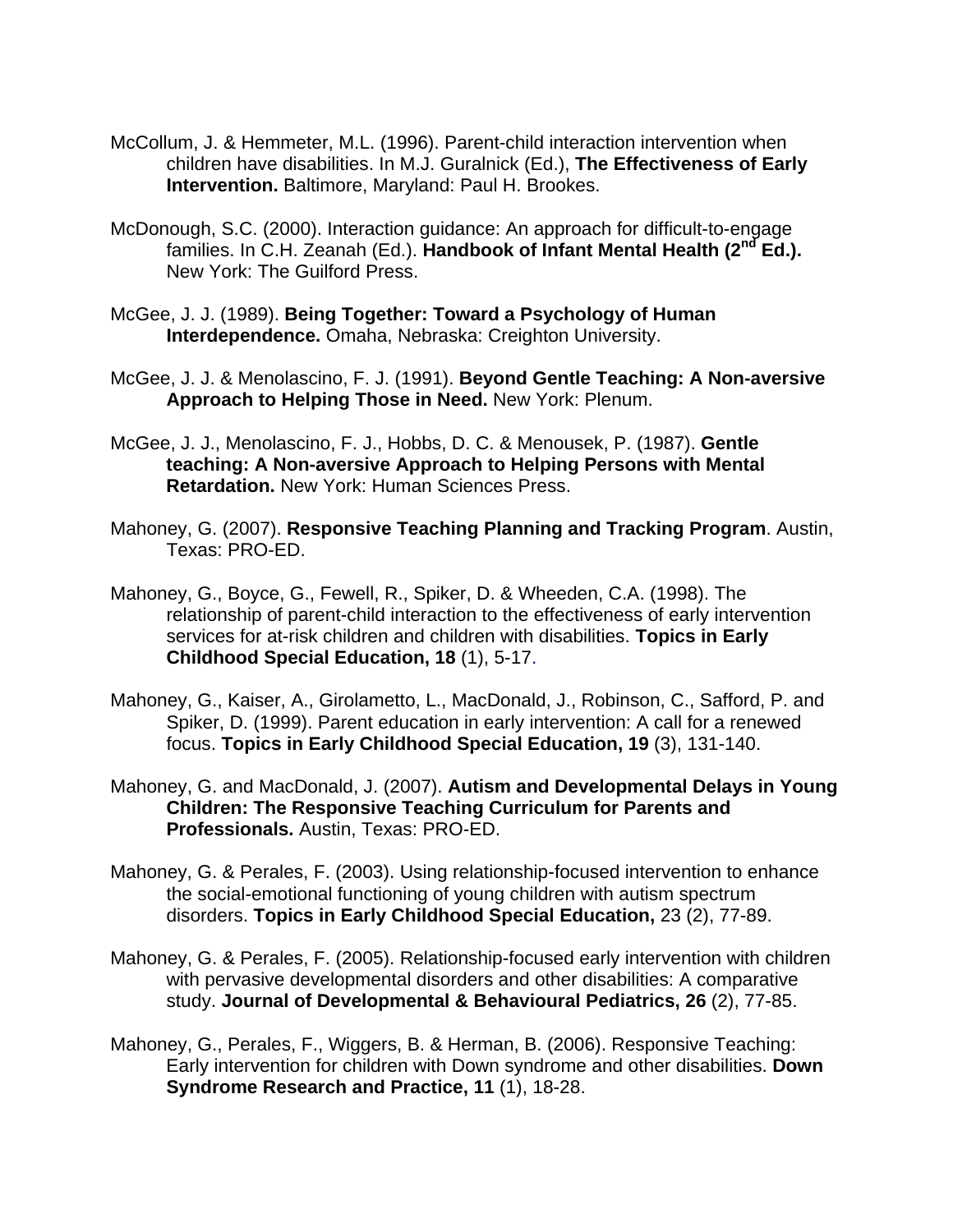McCollum, J. & Hemmeter, M.L. (1996). Parent-child interaction intervention when children have disabilities. In M.J. Guralnick (Ed.), **The Effectiveness of Early Intervention.** Baltimore, Maryland: Paul H. Brookes.

McDonough, S.C. (2000). Interaction guidance: An approach for difficult-to-engage families. In C.H. Zeanah (Ed.). **Handbook of Infant Mental Health (2nd Ed.).** New York: The Guilford Press.

McGee, J. J. (1989). **Being Together: Toward a Psychology of Human Interdependence.** Omaha, Nebraska: Creighton University.

McGee, J. J. & Menolascino, F. J. (1991). **Beyond Gentle Teaching: A Non-aversive Approach to Helping Those in Need.** New York: Plenum.

McGee, J. J., Menolascino, F. J., Hobbs, D. C. & Menousek, P. (1987). **Gentle teaching: A Non-aversive Approach to Helping Persons with Mental Retardation.** New York: Human Sciences Press.

Mahoney, G. (2007). **Responsive Teaching Planning and Tracking Program**. Austin, Texas: PRO-ED.

Mahoney, G., Boyce, G., Fewell, R., Spiker, D. & Wheeden, C.A. (1998). The relationship of parent-child interaction to the effectiveness of early intervention services for at-risk children and children with disabilities. **Topics in Early Childhood Special Education, 18** (1), 5-17.

Mahoney, G., Kaiser, A., Girolametto, L., MacDonald, J., Robinson, C., Safford, P. and Spiker, D. (1999). Parent education in early intervention: A call for a renewed focus. **Topics in Early Childhood Special Education, 19** (3), 131-140.

Mahoney, G. and MacDonald, J. (2007). **Autism and Developmental Delays in Young Children: The Responsive Teaching Curriculum for Parents and Professionals.** Austin, Texas: PRO-ED.

Mahoney, G. & Perales, F. (2003). Using relationship-focused intervention to enhance the social-emotional functioning of young children with autism spectrum disorders. **Topics in Early Childhood Special Education,** 23 (2), 77-89.

Mahoney, G. & Perales, F. (2005). Relationship-focused early intervention with children with pervasive developmental disorders and other disabilities: A comparative study. **Journal of Developmental & Behavioural Pediatrics, 26** (2), 77-85.

Mahoney, G., Perales, F., Wiggers, B. & Herman, B. (2006). Responsive Teaching: Early intervention for children with Down syndrome and other disabilities. **Down Syndrome Research and Practice, 11** (1), 18-28.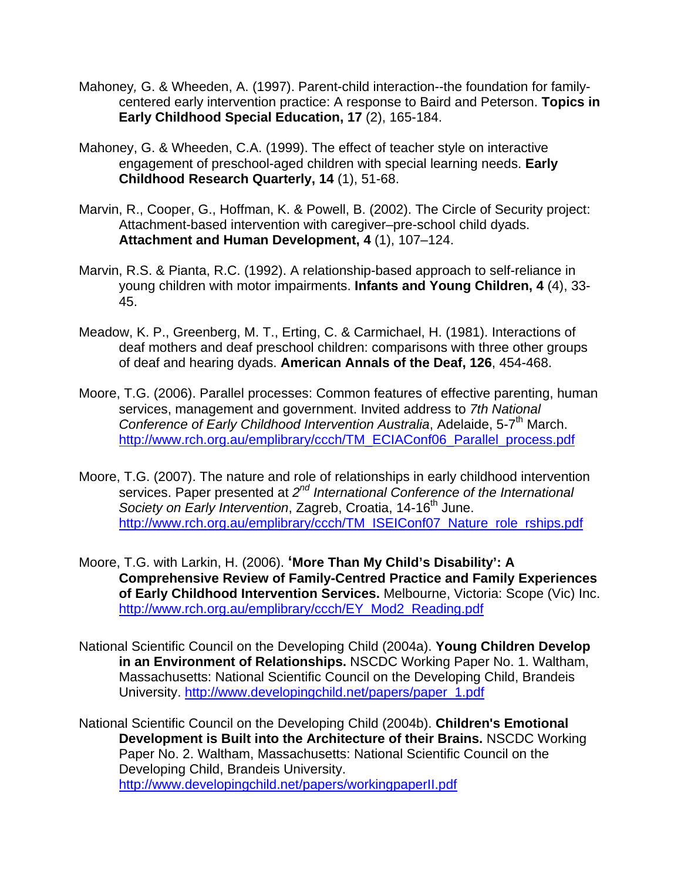Mahoney, G. & Wheeden, A. (1997). Parent-child interaction--the foundation for family-centered early intervention practice: A response to Baird and Peterson. **Topics in Early Childhood Special Education, 17** (2), 165-184.

Mahoney, G. & Wheeden, C.A. (1999). The effect of teacher style on interactive engagement of preschool-aged children with special learning needs. **Early Childhood Research Quarterly, 14** (1), 51-68.

Marvin, R., Cooper, G., Hoffman, K. & Powell, B. (2002). The Circle of Security project: Attachment-based intervention with caregiver–pre-school child dyads. **Attachment and Human Development, 4** (1), 107–124.

Marvin, R.S. & Pianta, R.C. (1992). A relationship-based approach to self-reliance in young children with motor impairments. **Infants and Young Children, 4** (4), 33-45.

Meadow, K. P., Greenberg, M. T., Erting, C. & Carmichael, H. (1981). Interactions of deaf mothers and deaf preschool children: comparisons with three other groups of deaf and hearing dyads. **American Annals of the Deaf, 126**, 454-468.

Moore, T.G. (2006). Parallel processes: Common features of effective parenting, human services, management and government. Invited address to *7th National Conference of Early Childhood Intervention Australia*, Adelaide, 5-7th March. http://www.rch.org.au/emplibrary/ccch/TM_ECIAConf06_Parallel_process.pdf

Moore, T.G. (2007). The nature and role of relationships in early childhood intervention services. Paper presented at *2nd International Conference of the International Society on Early Intervention*, Zagreb, Croatia, 14-16th June. http://www.rch.org.au/emplibrary/ccch/TM_ISEIConf07_Nature_role_rships.pdf

Moore, T.G. with Larkin, H. (2006). **'More Than My Child's Disability': A Comprehensive Review of Family-Centred Practice and Family Experiences of Early Childhood Intervention Services.** Melbourne, Victoria: Scope (Vic) Inc. http://www.rch.org.au/emplibrary/ccch/EY_Mod2_Reading.pdf

National Scientific Council on the Developing Child (2004a). **Young Children Develop in an Environment of Relationships.** NSCDC Working Paper No. 1. Waltham, Massachusetts: National Scientific Council on the Developing Child, Brandeis University. http://www.developingchild.net/papers/paper_1.pdf

National Scientific Council on the Developing Child (2004b). **Children's Emotional Development is Built into the Architecture of their Brains.** NSCDC Working Paper No. 2. Waltham, Massachusetts: National Scientific Council on the Developing Child, Brandeis University. http://www.developingchild.net/papers/workingpaperII.pdf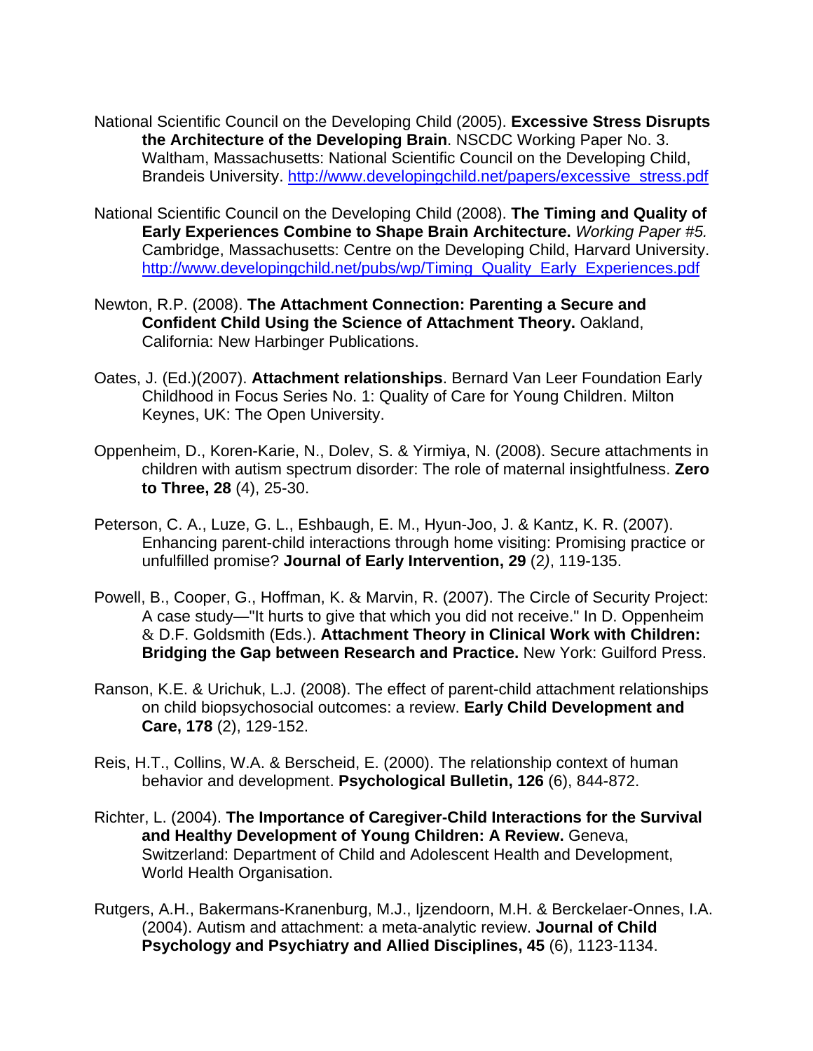National Scientific Council on the Developing Child (2005). **Excessive Stress Disrupts the Architecture of the Developing Brain**. NSCDC Working Paper No. 3. Waltham, Massachusetts: National Scientific Council on the Developing Child, Brandeis University. http://www.developingchild.net/papers/excessive_stress.pdf

National Scientific Council on the Developing Child (2008). **The Timing and Quality of Early Experiences Combine to Shape Brain Architecture.** *Working Paper #5.* Cambridge, Massachusetts: Centre on the Developing Child, Harvard University. http://www.developingchild.net/pubs/wp/Timing_Quality_Early_Experiences.pdf

Newton, R.P. (2008). **The Attachment Connection: Parenting a Secure and Confident Child Using the Science of Attachment Theory.** Oakland, California: New Harbinger Publications.

Oates, J. (Ed.)(2007). **Attachment relationships**. Bernard Van Leer Foundation Early Childhood in Focus Series No. 1: Quality of Care for Young Children. Milton Keynes, UK: The Open University.

Oppenheim, D., Koren-Karie, N., Dolev, S. & Yirmiya, N. (2008). Secure attachments in children with autism spectrum disorder: The role of maternal insightfulness. **Zero to Three, 28** (4), 25-30.

Peterson, C. A., Luze, G. L., Eshbaugh, E. M., Hyun-Joo, J. & Kantz, K. R. (2007). Enhancing parent-child interactions through home visiting: Promising practice or unfulfilled promise? **Journal of Early Intervention, 29** (2), 119-135.

Powell, B., Cooper, G., Hoffman, K. & Marvin, R. (2007). The Circle of Security Project: A case study—"It hurts to give that which you did not receive." In D. Oppenheim & D.F. Goldsmith (Eds.). **Attachment Theory in Clinical Work with Children: Bridging the Gap between Research and Practice.** New York: Guilford Press.

Ranson, K.E. & Urichuk, L.J. (2008). The effect of parent-child attachment relationships on child biopsychosocial outcomes: a review. **Early Child Development and Care, 178** (2), 129-152.

Reis, H.T., Collins, W.A. & Berscheid, E. (2000). The relationship context of human behavior and development. **Psychological Bulletin, 126** (6), 844-872.

Richter, L. (2004). **The Importance of Caregiver-Child Interactions for the Survival and Healthy Development of Young Children: A Review.** Geneva, Switzerland: Department of Child and Adolescent Health and Development, World Health Organisation.

Rutgers, A.H., Bakermans-Kranenburg, M.J., Ijzendoorn, M.H. & Berckelaer-Onnes, I.A. (2004). Autism and attachment: a meta-analytic review. **Journal of Child Psychology and Psychiatry and Allied Disciplines, 45** (6), 1123-1134.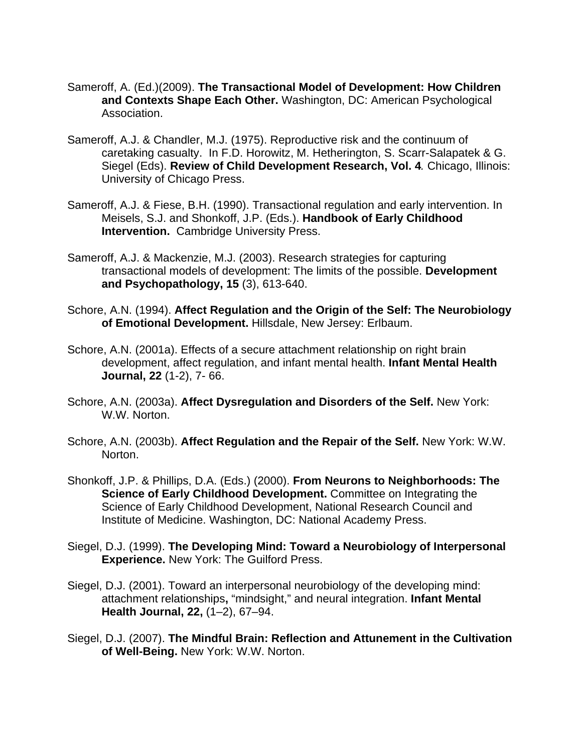Sameroff, A. (Ed.)(2009). **The Transactional Model of Development: How Children and Contexts Shape Each Other.** Washington, DC: American Psychological Association.

Sameroff, A.J. & Chandler, M.J. (1975). Reproductive risk and the continuum of caretaking casualty. In F.D. Horowitz, M. Hetherington, S. Scarr-Salapatek & G. Siegel (Eds). **Review of Child Development Research, Vol. 4***.* Chicago, Illinois: University of Chicago Press.

Sameroff, A.J. & Fiese, B.H. (1990). Transactional regulation and early intervention. In Meisels, S.J. and Shonkoff, J.P. (Eds.). **Handbook of Early Childhood Intervention.** Cambridge University Press.

Sameroff, A.J. & Mackenzie, M.J. (2003). Research strategies for capturing transactional models of development: The limits of the possible. **Development and Psychopathology, 15** (3), 613-640.

Schore, A.N. (1994). **Affect Regulation and the Origin of the Self: The Neurobiology of Emotional Development.** Hillsdale, New Jersey: Erlbaum.

Schore, A.N. (2001a). Effects of a secure attachment relationship on right brain development, affect regulation, and infant mental health. **Infant Mental Health Journal, 22** (1-2), 7- 66.

Schore, A.N. (2003a). **Affect Dysregulation and Disorders of the Self.** New York: W.W. Norton.

Schore, A.N. (2003b). **Affect Regulation and the Repair of the Self.** New York: W.W. Norton.

Shonkoff, J.P. & Phillips, D.A. (Eds.) (2000). **From Neurons to Neighborhoods: The Science of Early Childhood Development.** Committee on Integrating the Science of Early Childhood Development, National Research Council and Institute of Medicine. Washington, DC: National Academy Press.

Siegel, D.J. (1999). **The Developing Mind: Toward a Neurobiology of Interpersonal Experience.** New York: The Guilford Press.

Siegel, D.J. (2001). Toward an interpersonal neurobiology of the developing mind: attachment relationships**,** "mindsight," and neural integration. **Infant Mental Health Journal, 22,** (1–2), 67–94.

Siegel, D.J. (2007). **The Mindful Brain: Reflection and Attunement in the Cultivation of Well-Being.** New York: W.W. Norton.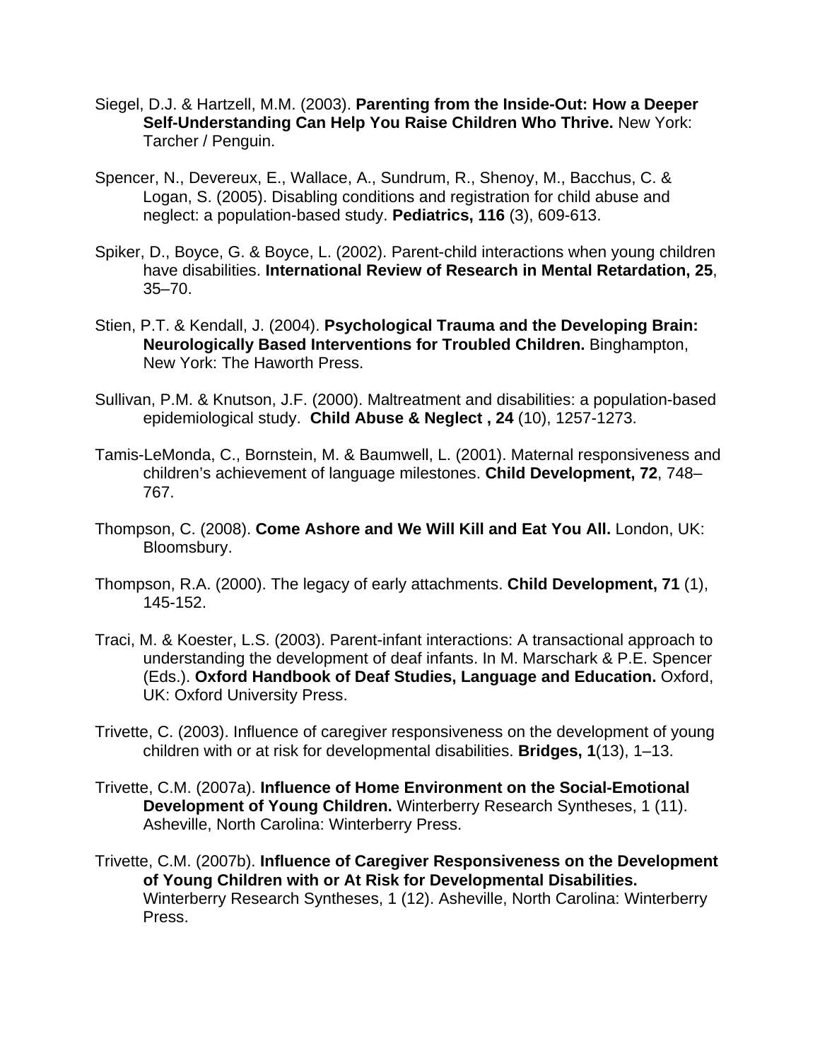Siegel, D.J. & Hartzell, M.M. (2003). **Parenting from the Inside-Out: How a Deeper Self-Understanding Can Help You Raise Children Who Thrive.** New York: Tarcher / Penguin.

Spencer, N., Devereux, E., Wallace, A., Sundrum, R., Shenoy, M., Bacchus, C. & Logan, S. (2005). Disabling conditions and registration for child abuse and neglect: a population-based study. **Pediatrics, 116** (3), 609-613.

Spiker, D., Boyce, G. & Boyce, L. (2002). Parent-child interactions when young children have disabilities. **International Review of Research in Mental Retardation, 25**, 35–70.

Stien, P.T. & Kendall, J. (2004). **Psychological Trauma and the Developing Brain: Neurologically Based Interventions for Troubled Children.** Binghampton, New York: The Haworth Press.

Sullivan, P.M. & Knutson, J.F. (2000). Maltreatment and disabilities: a population-based epidemiological study. **Child Abuse & Neglect , 24** (10), 1257-1273.

Tamis-LeMonda, C., Bornstein, M. & Baumwell, L. (2001). Maternal responsiveness and children's achievement of language milestones. **Child Development, 72**, 748–767.

Thompson, C. (2008). **Come Ashore and We Will Kill and Eat You All.** London, UK: Bloomsbury.

Thompson, R.A. (2000). The legacy of early attachments. **Child Development, 71** (1), 145-152.

Traci, M. & Koester, L.S. (2003). Parent-infant interactions: A transactional approach to understanding the development of deaf infants. In M. Marschark & P.E. Spencer (Eds.). **Oxford Handbook of Deaf Studies, Language and Education.** Oxford, UK: Oxford University Press.

Trivette, C. (2003). Influence of caregiver responsiveness on the development of young children with or at risk for developmental disabilities. **Bridges, 1**(13), 1–13.

Trivette, C.M. (2007a). **Influence of Home Environment on the Social-Emotional Development of Young Children.** Winterberry Research Syntheses, 1 (11). Asheville, North Carolina: Winterberry Press.

Trivette, C.M. (2007b). **Influence of Caregiver Responsiveness on the Development of Young Children with or At Risk for Developmental Disabilities.** Winterberry Research Syntheses, 1 (12). Asheville, North Carolina: Winterberry Press.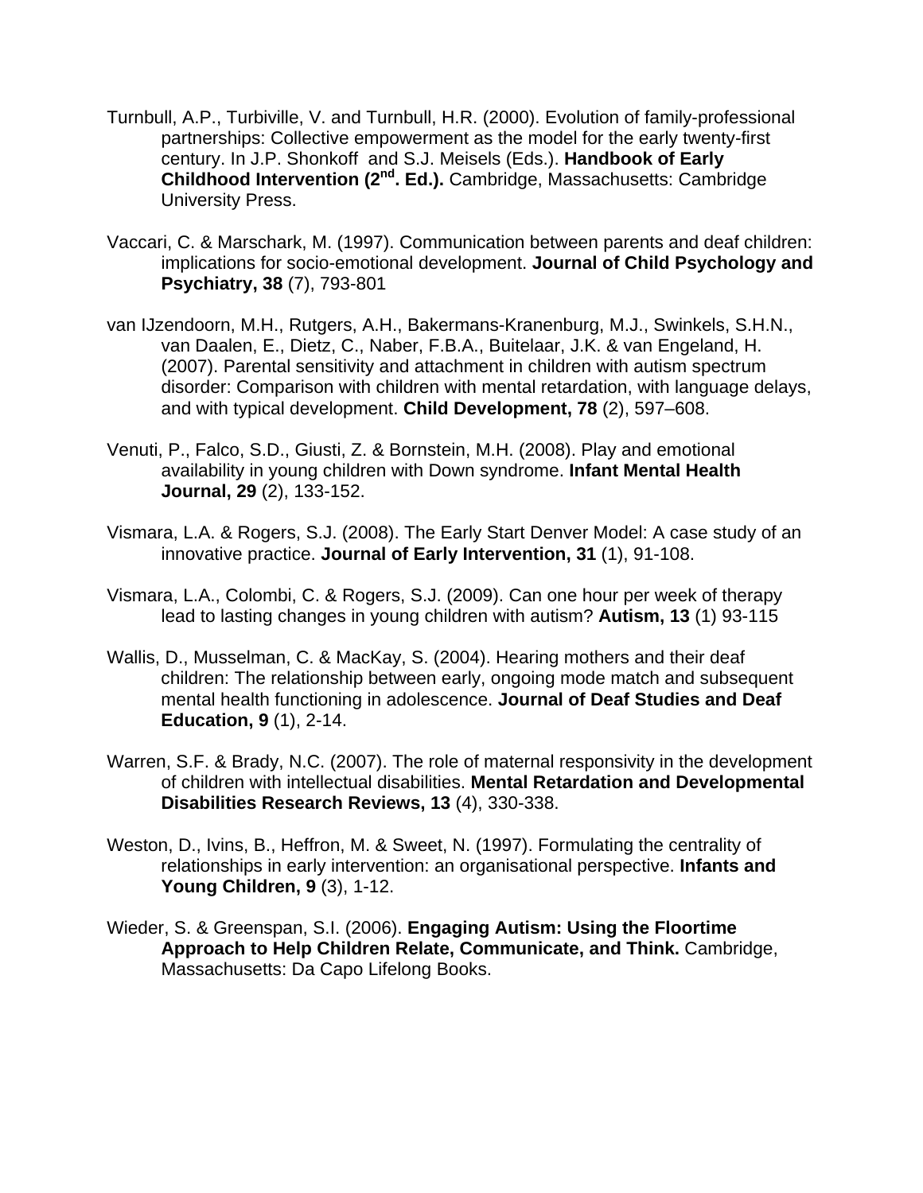Turnbull, A.P., Turbiville, V. and Turnbull, H.R. (2000). Evolution of family-professional partnerships: Collective empowerment as the model for the early twenty-first century. In J.P. Shonkoff and S.J. Meisels (Eds.). **Handbook of Early Childhood Intervention (2nd. Ed.).** Cambridge, Massachusetts: Cambridge University Press.

Vaccari, C. & Marschark, M. (1997). Communication between parents and deaf children: implications for socio-emotional development. **Journal of Child Psychology and Psychiatry, 38** (7), 793-801

van IJzendoorn, M.H., Rutgers, A.H., Bakermans-Kranenburg, M.J., Swinkels, S.H.N., van Daalen, E., Dietz, C., Naber, F.B.A., Buitelaar, J.K. & van Engeland, H. (2007). Parental sensitivity and attachment in children with autism spectrum disorder: Comparison with children with mental retardation, with language delays, and with typical development. **Child Development, 78** (2), 597–608.

Venuti, P., Falco, S.D., Giusti, Z. & Bornstein, M.H. (2008). Play and emotional availability in young children with Down syndrome. **Infant Mental Health Journal, 29** (2), 133-152.

Vismara, L.A. & Rogers, S.J. (2008). The Early Start Denver Model: A case study of an innovative practice. **Journal of Early Intervention, 31** (1), 91-108.

Vismara, L.A., Colombi, C. & Rogers, S.J. (2009). Can one hour per week of therapy lead to lasting changes in young children with autism? **Autism, 13** (1) 93-115

Wallis, D., Musselman, C. & MacKay, S. (2004). Hearing mothers and their deaf children: The relationship between early, ongoing mode match and subsequent mental health functioning in adolescence. **Journal of Deaf Studies and Deaf Education, 9** (1), 2-14.

Warren, S.F. & Brady, N.C. (2007). The role of maternal responsivity in the development of children with intellectual disabilities. **Mental Retardation and Developmental Disabilities Research Reviews, 13** (4), 330-338.

Weston, D., Ivins, B., Heffron, M. & Sweet, N. (1997). Formulating the centrality of relationships in early intervention: an organisational perspective. **Infants and Young Children, 9** (3), 1-12.

Wieder, S. & Greenspan, S.I. (2006). **Engaging Autism: Using the Floortime Approach to Help Children Relate, Communicate, and Think.** Cambridge, Massachusetts: Da Capo Lifelong Books.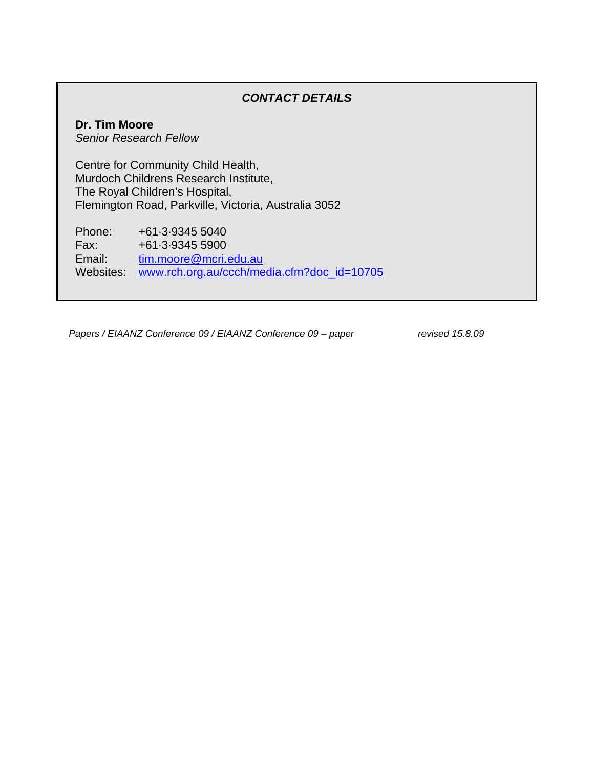### *CONTACT DETAILS*

**Dr. Tim Moore**
*Senior Research Fellow*

Centre for Community Child Health,
Murdoch Childrens Research Institute,
The Royal Children's Hospital,
Flemington Road, Parkville, Victoria, Australia 3052

| | |
|---|---|
| Phone: | +61·3·9345 5040 |
| Fax: | +61·3·9345 5900 |
| Email: | tim.moore@mcri.edu.au |
| Websites: | www.rch.org.au/ccch/media.cfm?doc_id=10705 |

*Papers / EIAANZ Conference 09 / EIAANZ Conference 09 – paper* *revised 15.8.09*